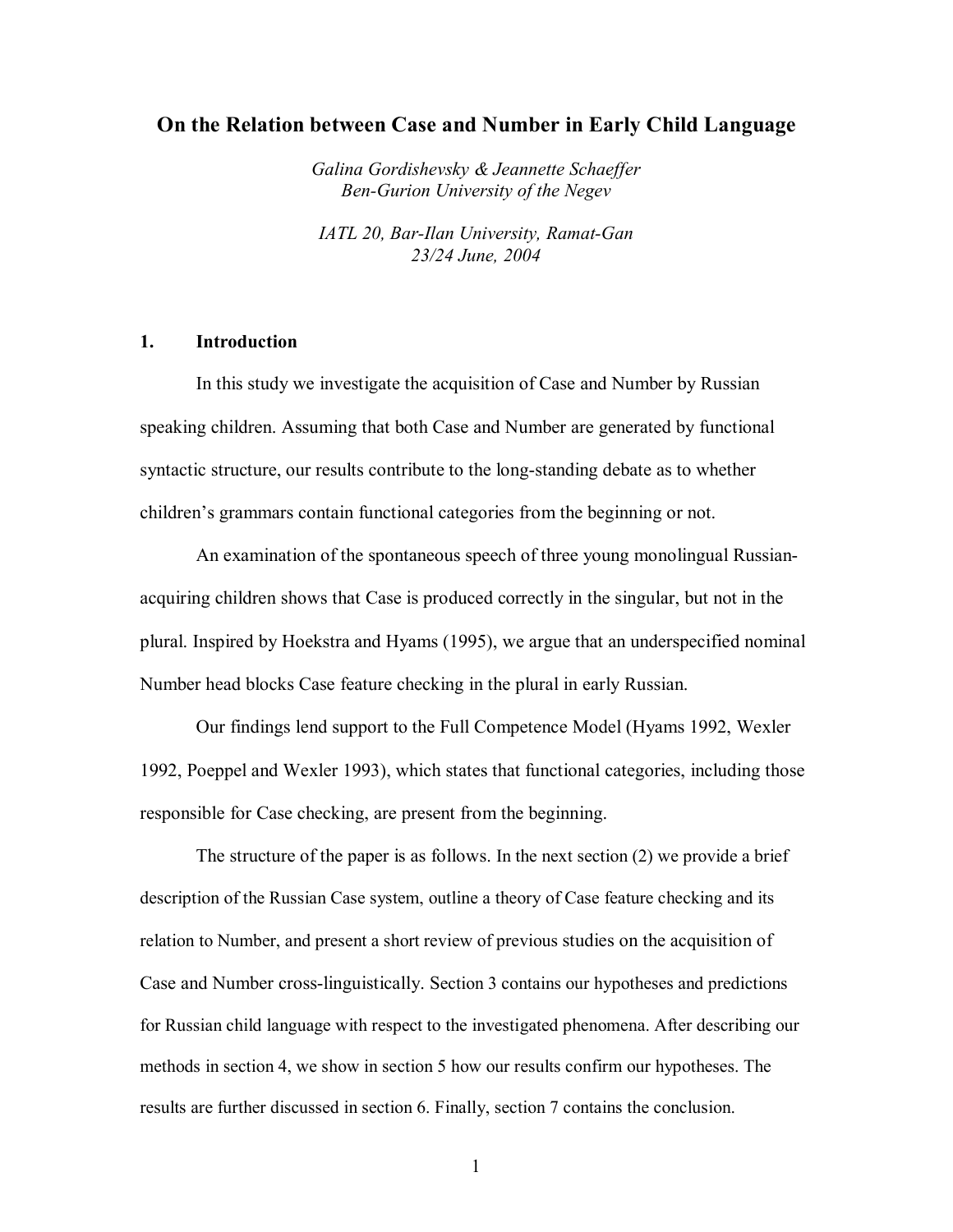# On the Relation between Case and Number in Early Child Language

*Galina Gordishevsky & Jeannette Schaeffer*
*Ben-Gurion University of the Negev*

*IATL 20, Bar-Ilan University, Ramat-Gan*
*23/24 June, 2004*

## 1. Introduction

In this study we investigate the acquisition of Case and Number by Russian speaking children. Assuming that both Case and Number are generated by functional syntactic structure, our results contribute to the long-standing debate as to whether children's grammars contain functional categories from the beginning or not.

An examination of the spontaneous speech of three young monolingual Russian-acquiring children shows that Case is produced correctly in the singular, but not in the plural. Inspired by Hoekstra and Hyams (1995), we argue that an underspecified nominal Number head blocks Case feature checking in the plural in early Russian.

Our findings lend support to the Full Competence Model (Hyams 1992, Wexler 1992, Poeppel and Wexler 1993), which states that functional categories, including those responsible for Case checking, are present from the beginning.

The structure of the paper is as follows. In the next section (2) we provide a brief description of the Russian Case system, outline a theory of Case feature checking and its relation to Number, and present a short review of previous studies on the acquisition of Case and Number cross-linguistically. Section 3 contains our hypotheses and predictions for Russian child language with respect to the investigated phenomena. After describing our methods in section 4, we show in section 5 how our results confirm our hypotheses. The results are further discussed in section 6. Finally, section 7 contains the conclusion.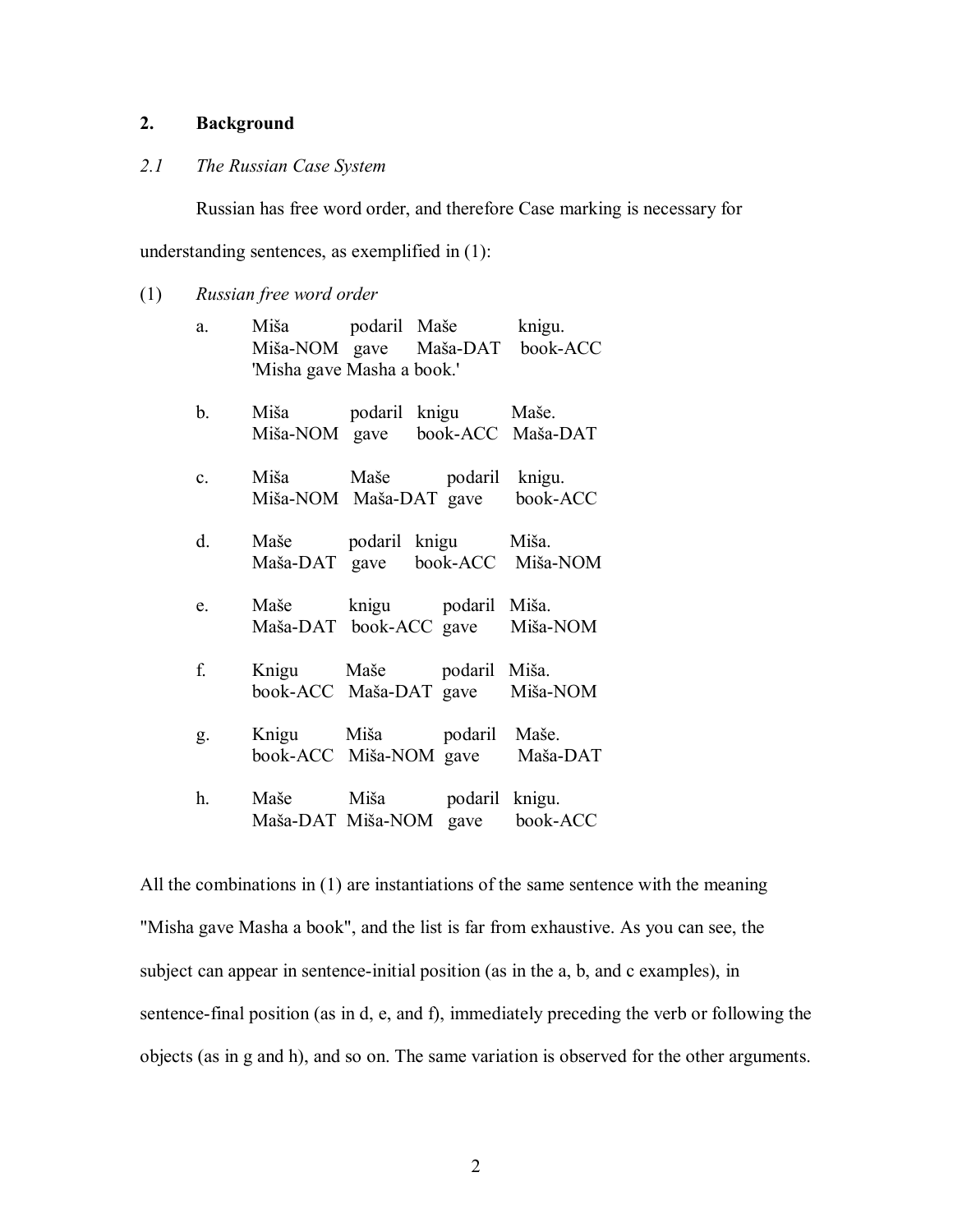## 2. Background

### *2.1 The Russian Case System*

Russian has free word order, and therefore Case marking is necessary for understanding sentences, as exemplified in (1):

(1) *Russian free word order*

a. Miša podaril Maše knigu.
   Miša-NOM gave Maša-DAT book-ACC
   'Misha gave Masha a book.'

b. Miša podaril knigu Maše.
   Miša-NOM gave book-ACC Maša-DAT

c. Miša Maše podaril knigu.
   Miša-NOM Maša-DAT gave book-ACC

d. Maše podaril knigu Miša.
   Maša-DAT gave book-ACC Miša-NOM

e. Maše knigu podaril Miša.
   Maša-DAT book-ACC gave Miša-NOM

f. Knigu Maše podaril Miša.
   book-ACC Maša-DAT gave Miša-NOM

g. Knigu Miša podaril Maše.
   book-ACC Miša-NOM gave Maša-DAT

h. Maše Miša podaril knigu.
   Maša-DAT Miša-NOM gave book-ACC

All the combinations in (1) are instantiations of the same sentence with the meaning "Misha gave Masha a book", and the list is far from exhaustive. As you can see, the subject can appear in sentence-initial position (as in the a, b, and c examples), in sentence-final position (as in d, e, and f), immediately preceding the verb or following the objects (as in g and h), and so on. The same variation is observed for the other arguments.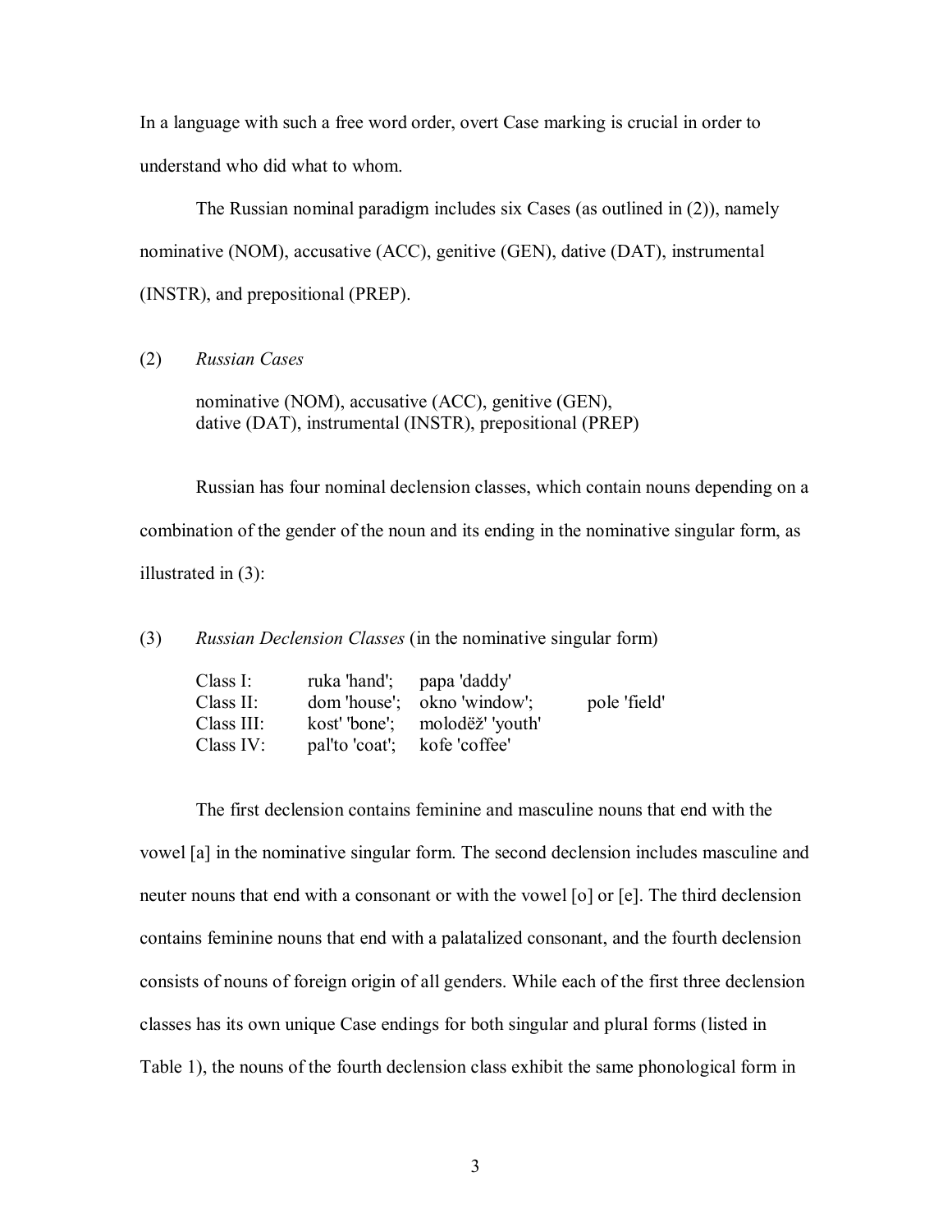In a language with such a free word order, overt Case marking is crucial in order to understand who did what to whom.

The Russian nominal paradigm includes six Cases (as outlined in (2)), namely nominative (NOM), accusative (ACC), genitive (GEN), dative (DAT), instrumental (INSTR), and prepositional (PREP).

(2) *Russian Cases*

nominative (NOM), accusative (ACC), genitive (GEN),
dative (DAT), instrumental (INSTR), prepositional (PREP)

Russian has four nominal declension classes, which contain nouns depending on a combination of the gender of the noun and its ending in the nominative singular form, as illustrated in (3):

(3) *Russian Declension Classes* (in the nominative singular form)

| | | | |
|---|---|---|---|
| Class I: | ruka 'hand'; | papa 'daddy' | |
| Class II: | dom 'house'; | okno 'window'; | pole 'field' |
| Class III: | kost' 'bone'; | molodëž' 'youth' | |
| Class IV: | pal'to 'coat'; | kofe 'coffee' | |

The first declension contains feminine and masculine nouns that end with the vowel [a] in the nominative singular form. The second declension includes masculine and neuter nouns that end with a consonant or with the vowel [o] or [e]. The third declension contains feminine nouns that end with a palatalized consonant, and the fourth declension consists of nouns of foreign origin of all genders. While each of the first three declension classes has its own unique Case endings for both singular and plural forms (listed in Table 1), the nouns of the fourth declension class exhibit the same phonological form in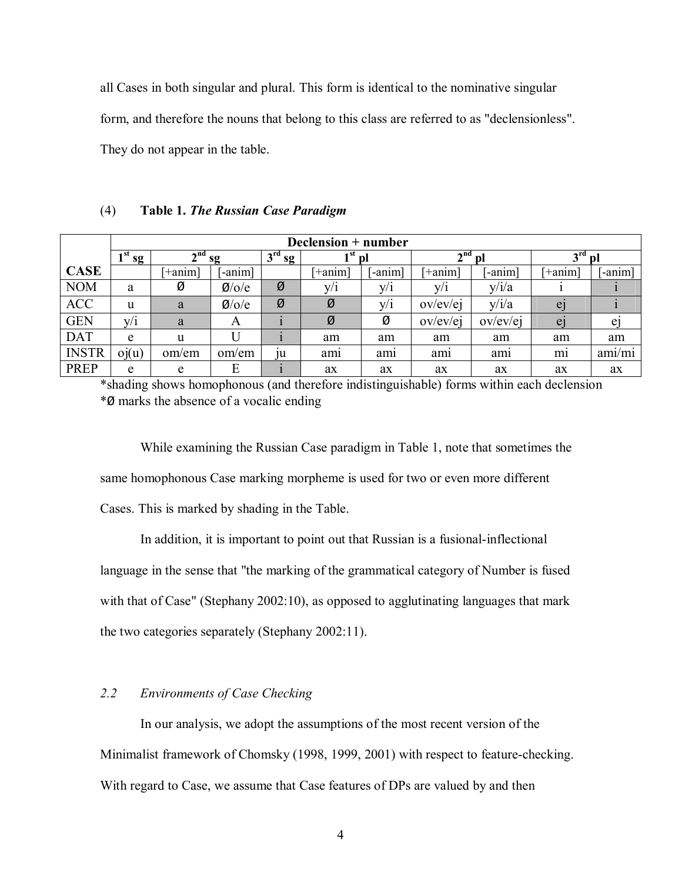all Cases in both singular and plural. This form is identical to the nominative singular form, and therefore the nouns that belong to this class are referred to as "declensionless". They do not appear in the table.

(4) **Table 1.** ***The Russian Case Paradigm***

| | **Declension + number** | | | | | | | | | |
|---|---|---|---|---|---|---|---|---|---|---|
| | **1st sg** | **2nd sg** | | **3rd sg** | **1st pl** | | **2nd pl** | | **3rd pl** | |
| **CASE** | | [+anim] | [-anim] | | [+anim] | [-anim] | [+anim] | [-anim] | [+anim] | [-anim] |
| NOM | a | Ø | Ø/o/e | Ø | y/i | y/i | y/i | y/i/a | i | i |
| ACC | u | a | Ø/o/e | Ø | Ø | y/i | ov/ev/ej | y/i/a | ej | i |
| GEN | y/i | a | A | i | Ø | Ø | ov/ev/ej | ov/ev/ej | ej | ej |
| DAT | e | u | U | i | am | am | am | am | am | am |
| INSTR | oj(u) | om/em | om/em | ju | ami | ami | ami | ami | mi | ami/mi |
| PREP | e | e | E | i | ax | ax | ax | ax | ax | ax |

*shading shows homophonous (and therefore indistinguishable) forms within each declension
*Ø marks the absence of a vocalic ending

While examining the Russian Case paradigm in Table 1, note that sometimes the same homophonous Case marking morpheme is used for two or even more different Cases. This is marked by shading in the Table.

In addition, it is important to point out that Russian is a fusional-inflectional language in the sense that "the marking of the grammatical category of Number is fused with that of Case" (Stephany 2002:10), as opposed to agglutinating languages that mark the two categories separately (Stephany 2002:11).

### *2.2 Environments of Case Checking*

In our analysis, we adopt the assumptions of the most recent version of the Minimalist framework of Chomsky (1998, 1999, 2001) with respect to feature-checking. With regard to Case, we assume that Case features of DPs are valued by and then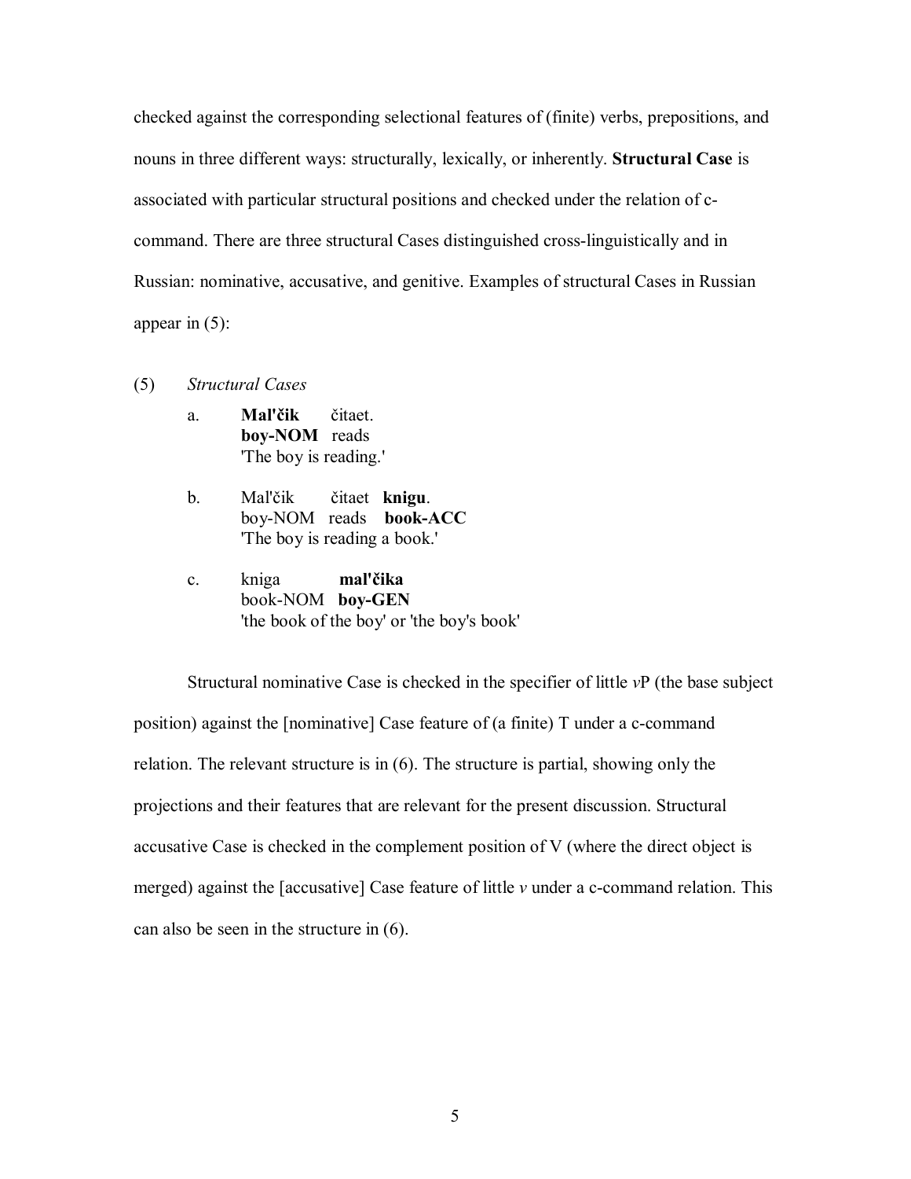checked against the corresponding selectional features of (finite) verbs, prepositions, and nouns in three different ways: structurally, lexically, or inherently. **Structural Case** is associated with particular structural positions and checked under the relation of c-command. There are three structural Cases distinguished cross-linguistically and in Russian: nominative, accusative, and genitive. Examples of structural Cases in Russian appear in (5):

(5) *Structural Cases*

a. **Mal'čik** čitaet.
   **boy-NOM** reads
   'The boy is reading.'

b. Mal'čik čitaet **knigu**.
   boy-NOM reads **book-ACC**
   'The boy is reading a book.'

c. kniga **mal'čika**
   book-NOM **boy-GEN**
   'the book of the boy' or 'the boy's book'

Structural nominative Case is checked in the specifier of little *v*P (the base subject position) against the [nominative] Case feature of (a finite) T under a c-command relation. The relevant structure is in (6). The structure is partial, showing only the projections and their features that are relevant for the present discussion. Structural accusative Case is checked in the complement position of V (where the direct object is merged) against the [accusative] Case feature of little *v* under a c-command relation. This can also be seen in the structure in (6).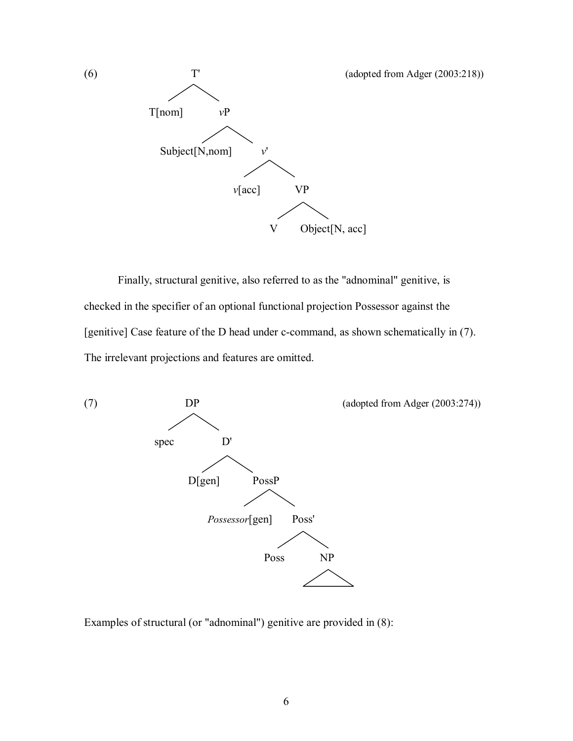(6) (adopted from Adger (2003:218))

```
                T'
              /    \
        T[nom]      vP
                   /   \
     Subject[N,nom]     v'
                       /  \
                  v[acc]   VP
                          /  \
                         V    Object[N, acc]
```

Finally, structural genitive, also referred to as the "adnominal" genitive, is checked in the specifier of an optional functional projection Possessor against the [genitive] Case feature of the D head under c-command, as shown schematically in (7). The irrelevant projections and features are omitted.

(7) (adopted from Adger (2003:274))

```
                DP
              /    \
          spec      D'
                   /   \
             D[gen]     PossP
                       /     \
          Possessor[gen]      Poss'
                             /     \
                         Poss       NP
                                    /\
```

Examples of structural (or "adnominal") genitive are provided in (8):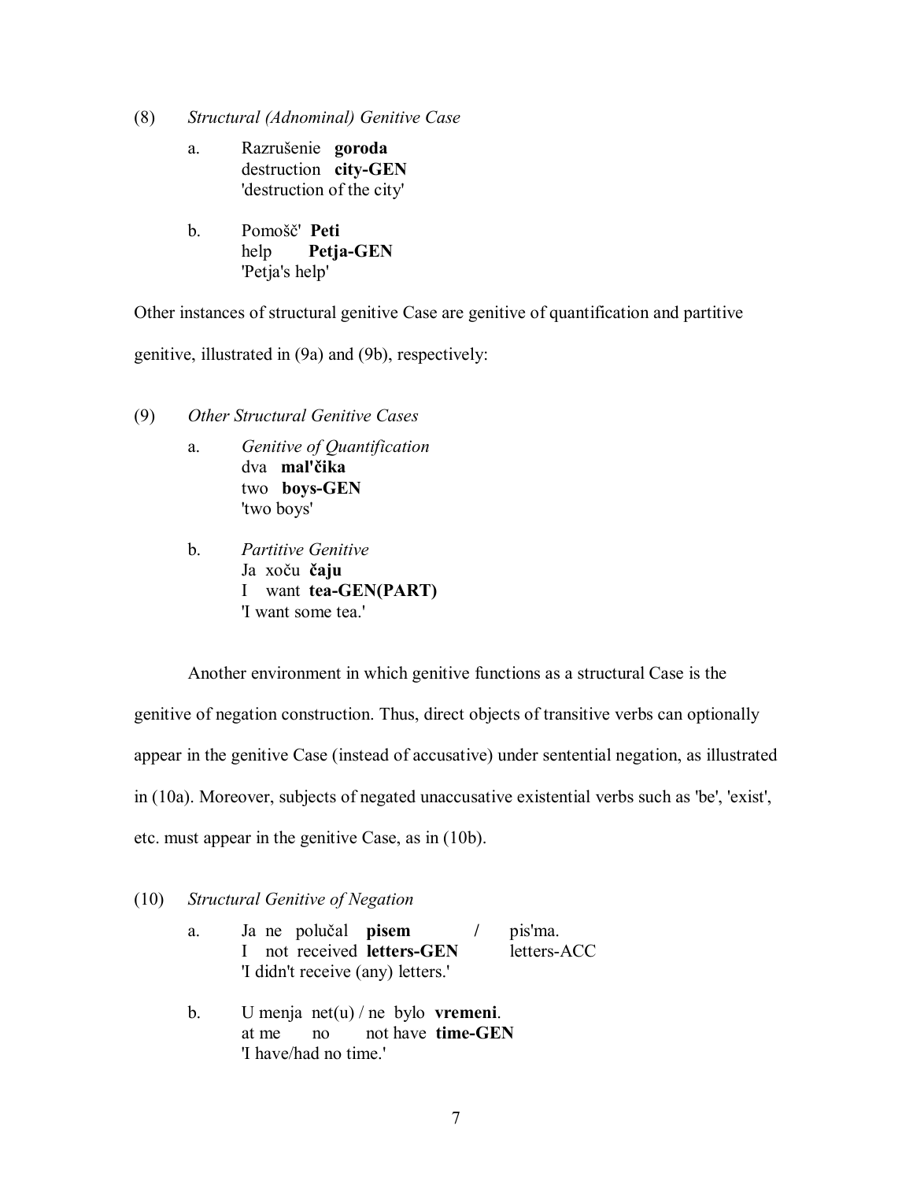(8) *Structural (Adnominal) Genitive Case*

a. Razrušenie **goroda**
destruction **city-GEN**
'destruction of the city'

b. Pomošč' **Peti**
help **Petja-GEN**
'Petja's help'

Other instances of structural genitive Case are genitive of quantification and partitive genitive, illustrated in (9a) and (9b), respectively:

(9) *Other Structural Genitive Cases*

a. *Genitive of Quantification*
dva **mal'čika**
two **boys-GEN**
'two boys'

b. *Partitive Genitive*
Ja xoču **čaju**
I want **tea-GEN(PART)**
'I want some tea.'

Another environment in which genitive functions as a structural Case is the genitive of negation construction. Thus, direct objects of transitive verbs can optionally appear in the genitive Case (instead of accusative) under sentential negation, as illustrated in (10a). Moreover, subjects of negated unaccusative existential verbs such as 'be', 'exist', etc. must appear in the genitive Case, as in (10b).

(10) *Structural Genitive of Negation*

a. Ja ne polučal **pisem** / pis'ma.
I not received **letters-GEN** letters-ACC
'I didn't receive (any) letters.'

b. U menja net(u) / ne bylo **vremeni**.
at me no not have **time-GEN**
'I have/had no time.'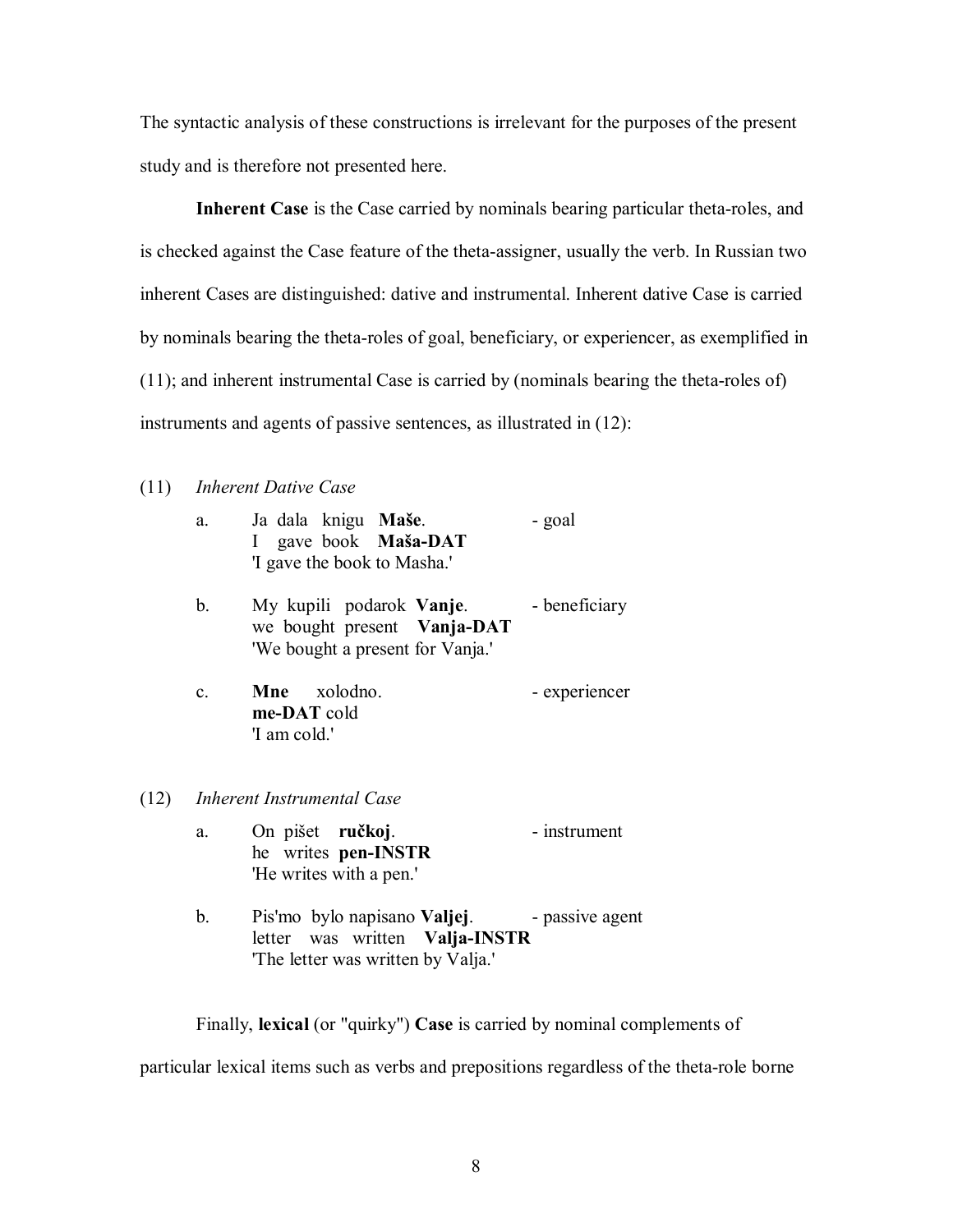The syntactic analysis of these constructions is irrelevant for the purposes of the present study and is therefore not presented here.

**Inherent Case** is the Case carried by nominals bearing particular theta-roles, and is checked against the Case feature of the theta-assigner, usually the verb. In Russian two inherent Cases are distinguished: dative and instrumental. Inherent dative Case is carried by nominals bearing the theta-roles of goal, beneficiary, or experiencer, as exemplified in (11); and inherent instrumental Case is carried by (nominals bearing the theta-roles of) instruments and agents of passive sentences, as illustrated in (12):

(11) *Inherent Dative Case*

a. Ja dala knigu **Maše**. - goal
I gave book **Maša-DAT**
'I gave the book to Masha.'

b. My kupili podarok **Vanje**. - beneficiary
we bought present **Vanja-DAT**
'We bought a present for Vanja.'

c. **Mne** xolodno. - experiencer
**me-DAT** cold
'I am cold.'

(12) *Inherent Instrumental Case*

a. On pišet **ručkoj**. - instrument
he writes **pen-INSTR**
'He writes with a pen.'

b. Pis'mo bylo napisano **Valjej**. - passive agent
letter was written **Valja-INSTR**
'The letter was written by Valja.'

Finally, **lexical** (or "quirky") **Case** is carried by nominal complements of particular lexical items such as verbs and prepositions regardless of the theta-role borne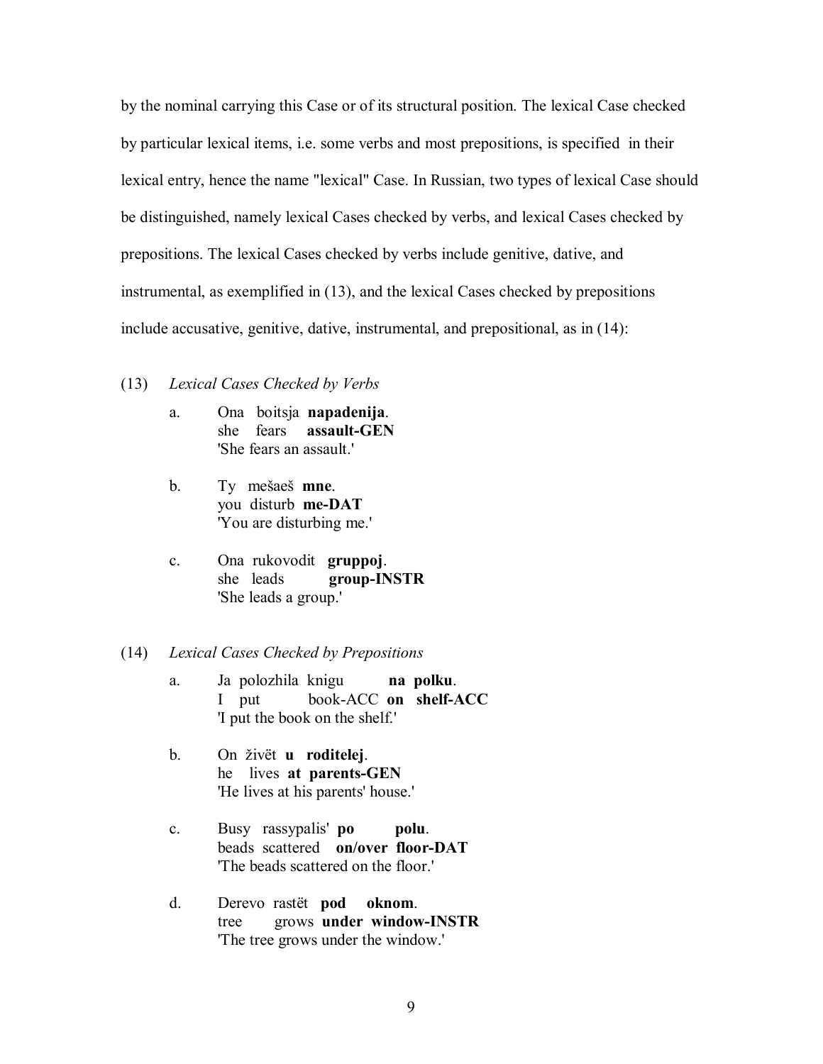by the nominal carrying this Case or of its structural position. The lexical Case checked by particular lexical items, i.e. some verbs and most prepositions, is specified in their lexical entry, hence the name "lexical" Case. In Russian, two types of lexical Case should be distinguished, namely lexical Cases checked by verbs, and lexical Cases checked by prepositions. The lexical Cases checked by verbs include genitive, dative, and instrumental, as exemplified in (13), and the lexical Cases checked by prepositions include accusative, genitive, dative, instrumental, and prepositional, as in (14):

(13) *Lexical Cases Checked by Verbs*

a. Ona boitsja **napadenija**.
she fears **assault-GEN**
'She fears an assault.'

b. Ty mešaeš **mne**.
you disturb **me-DAT**
'You are disturbing me.'

c. Ona rukovodit **gruppoj**.
she leads **group-INSTR**
'She leads a group.'

(14) *Lexical Cases Checked by Prepositions*

a. Ja polozhila knigu **na polku**.
I put book-ACC **on shelf-ACC**
'I put the book on the shelf.'

b. On živët **u roditelej**.
he lives **at parents-GEN**
'He lives at his parents' house.'

c. Busy rassypalis' **po polu**.
beads scattered **on/over floor-DAT**
'The beads scattered on the floor.'

d. Derevo rastët **pod oknom**.
tree grows **under window-INSTR**
'The tree grows under the window.'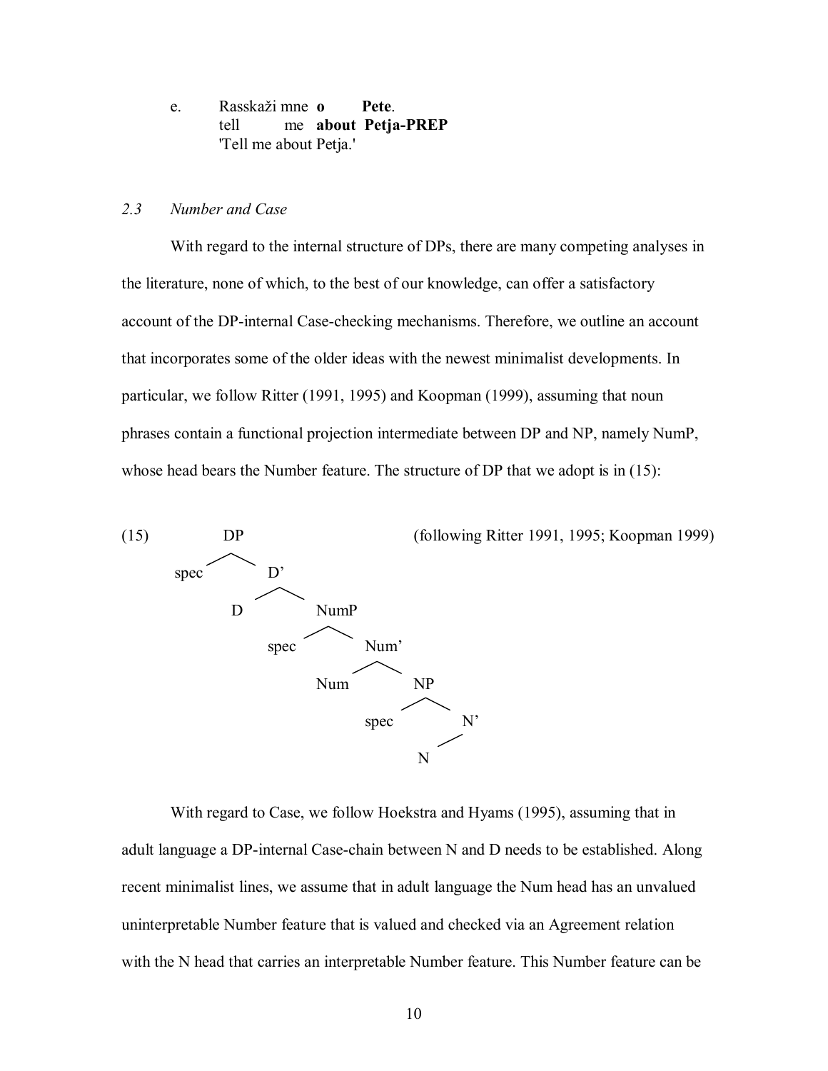e. Rasskaži mne **o** **Pete**.
   tell me **about** **Petja-PREP**
   'Tell me about Petja.'

### *2.3 Number and Case*

With regard to the internal structure of DPs, there are many competing analyses in the literature, none of which, to the best of our knowledge, can offer a satisfactory account of the DP-internal Case-checking mechanisms. Therefore, we outline an account that incorporates some of the older ideas with the newest minimalist developments. In particular, we follow Ritter (1991, 1995) and Koopman (1999), assuming that noun phrases contain a functional projection intermediate between DP and NP, namely NumP, whose head bears the Number feature. The structure of DP that we adopt is in (15):

(15) (following Ritter 1991, 1995; Koopman 1999)

```
DP
├── spec
└── D'
    ├── D
    └── NumP
        ├── spec
        └── Num'
            ├── Num
            └── NP
                ├── spec
                └── N'
                    └── N
```

With regard to Case, we follow Hoekstra and Hyams (1995), assuming that in adult language a DP-internal Case-chain between N and D needs to be established. Along recent minimalist lines, we assume that in adult language the Num head has an unvalued uninterpretable Number feature that is valued and checked via an Agreement relation with the N head that carries an interpretable Number feature. This Number feature can be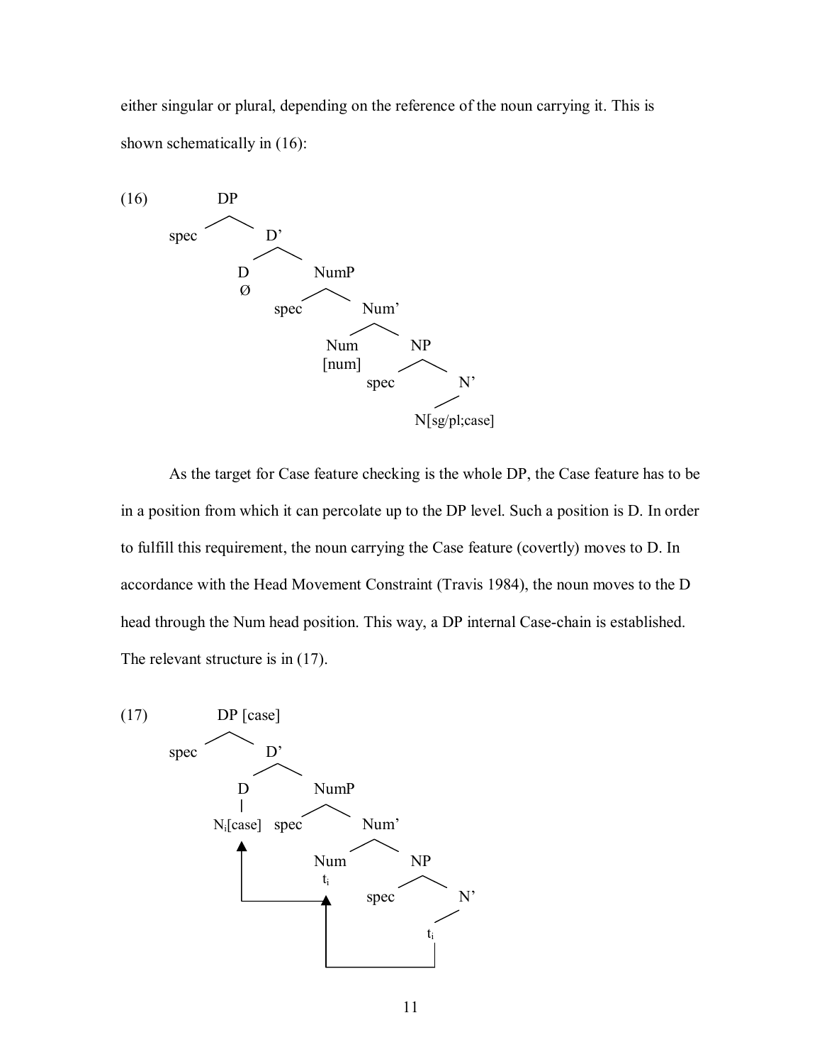either singular or plural, depending on the reference of the noun carrying it. This is shown schematically in (16):

(16)

```
            DP
           /  \
       spec    D'
              /  \
             D    NumP
             Ø   /    \
             spec      Num'
                      /    \
                   Num      NP
                   [num]   /  \
                       spec    N'
                               |
                          N[sg/pl;case]
```

As the target for Case feature checking is the whole DP, the Case feature has to be in a position from which it can percolate up to the DP level. Such a position is D. In order to fulfill this requirement, the noun carrying the Case feature (covertly) moves to D. In accordance with the Head Movement Constraint (Travis 1984), the noun moves to the D head through the Num head position. This way, a DP internal Case-chain is established. The relevant structure is in (17).

(17)

```
            DP [case]
           /  \
       spec    D'
              /  \
             D    NumP
             |   /    \
      N_i[case] spec   Num'
         ^            /    \
         |         Num      NP
         |         t_i     /  \
         |          ^   spec   N'
         |__________|          |
                    |          t_i
                    |__________|
```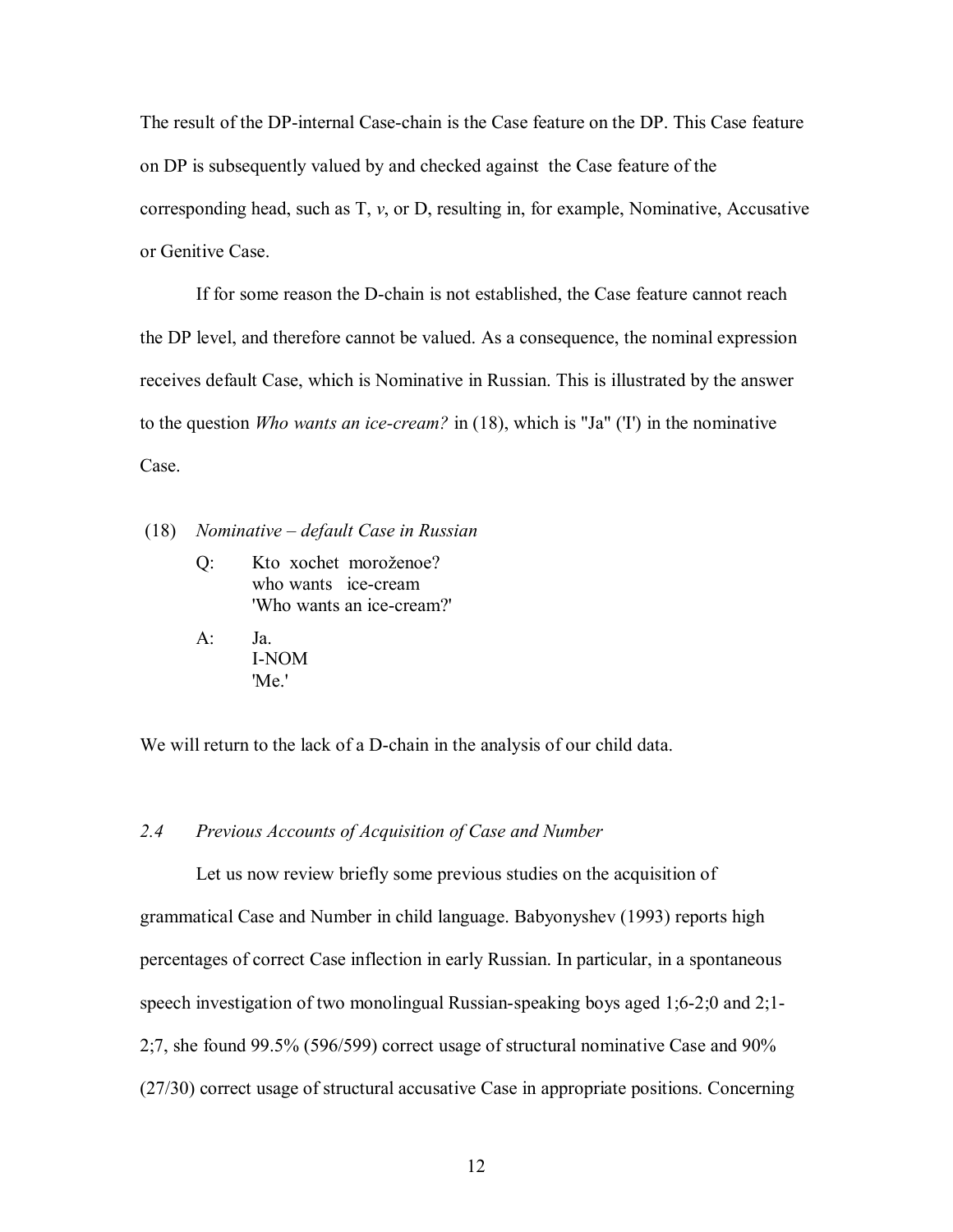The result of the DP-internal Case-chain is the Case feature on the DP. This Case feature on DP is subsequently valued by and checked against the Case feature of the corresponding head, such as T, *v*, or D, resulting in, for example, Nominative, Accusative or Genitive Case.

If for some reason the D-chain is not established, the Case feature cannot reach the DP level, and therefore cannot be valued. As a consequence, the nominal expression receives default Case, which is Nominative in Russian. This is illustrated by the answer to the question *Who wants an ice-cream?* in (18), which is "Ja" ('I') in the nominative Case.

(18) *Nominative – default Case in Russian*

Q: Kto xochet moroženoe?
who wants ice-cream
'Who wants an ice-cream?'

A: Ja.
I-NOM
'Me.'

We will return to the lack of a D-chain in the analysis of our child data.

### *2.4 Previous Accounts of Acquisition of Case and Number*

Let us now review briefly some previous studies on the acquisition of grammatical Case and Number in child language. Babyonyshev (1993) reports high percentages of correct Case inflection in early Russian. In particular, in a spontaneous speech investigation of two monolingual Russian-speaking boys aged 1;6-2;0 and 2;1-2;7, she found 99.5% (596/599) correct usage of structural nominative Case and 90% (27/30) correct usage of structural accusative Case in appropriate positions. Concerning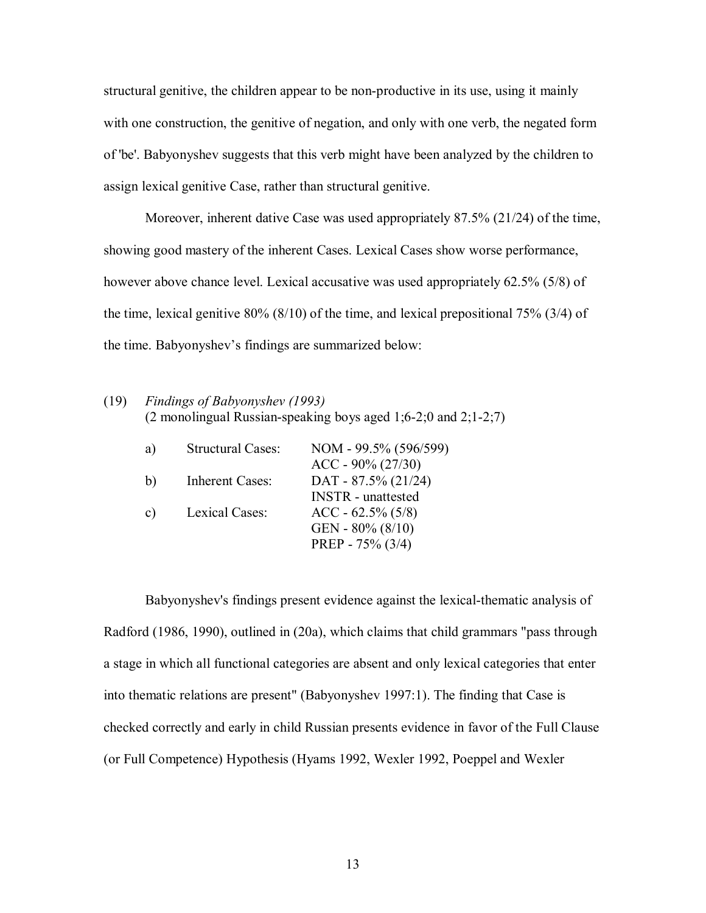structural genitive, the children appear to be non-productive in its use, using it mainly with one construction, the genitive of negation, and only with one verb, the negated form of 'be'. Babyonyshev suggests that this verb might have been analyzed by the children to assign lexical genitive Case, rather than structural genitive.

Moreover, inherent dative Case was used appropriately 87.5% (21/24) of the time, showing good mastery of the inherent Cases. Lexical Cases show worse performance, however above chance level. Lexical accusative was used appropriately 62.5% (5/8) of the time, lexical genitive 80% (8/10) of the time, and lexical prepositional 75% (3/4) of the time. Babyonyshev's findings are summarized below:

(19) *Findings of Babyonyshev (1993)*
(2 monolingual Russian-speaking boys aged 1;6-2;0 and 2;1-2;7)

| | | |
|---|---|---|
| a) | Structural Cases: | NOM - 99.5% (596/599) |
| | | ACC - 90% (27/30) |
| b) | Inherent Cases: | DAT - 87.5% (21/24) |
| | | INSTR - unattested |
| c) | Lexical Cases: | ACC - 62.5% (5/8) |
| | | GEN - 80% (8/10) |
| | | PREP - 75% (3/4) |

Babyonyshev's findings present evidence against the lexical-thematic analysis of Radford (1986, 1990), outlined in (20a), which claims that child grammars "pass through a stage in which all functional categories are absent and only lexical categories that enter into thematic relations are present" (Babyonyshev 1997:1). The finding that Case is checked correctly and early in child Russian presents evidence in favor of the Full Clause (or Full Competence) Hypothesis (Hyams 1992, Wexler 1992, Poeppel and Wexler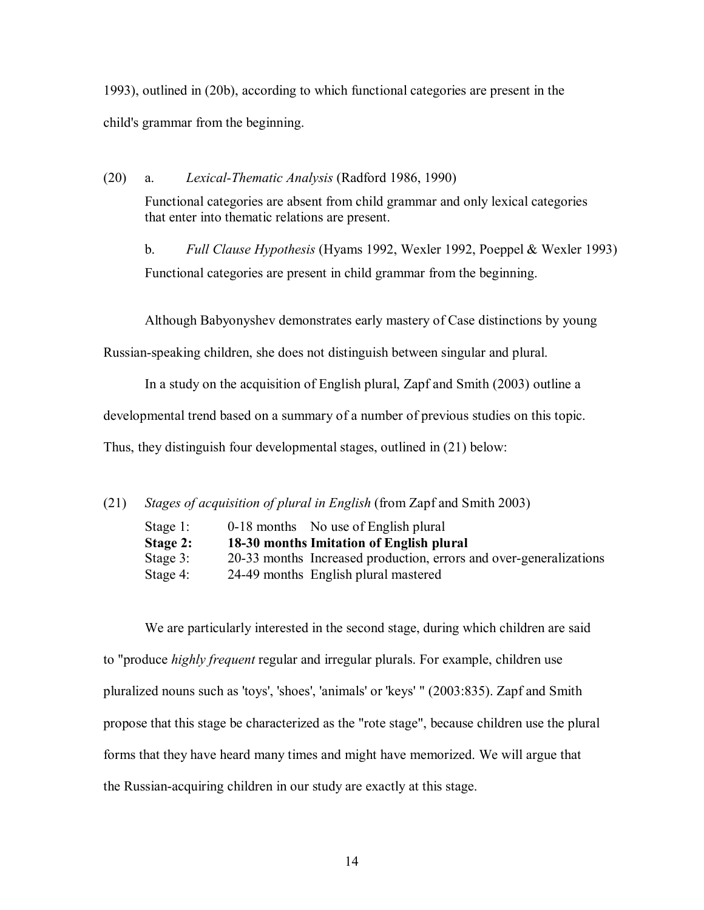1993), outlined in (20b), according to which functional categories are present in the child's grammar from the beginning.

(20) a. *Lexical-Thematic Analysis* (Radford 1986, 1990)

Functional categories are absent from child grammar and only lexical categories that enter into thematic relations are present.

b. *Full Clause Hypothesis* (Hyams 1992, Wexler 1992, Poeppel & Wexler 1993)

Functional categories are present in child grammar from the beginning.

Although Babyonyshev demonstrates early mastery of Case distinctions by young Russian-speaking children, she does not distinguish between singular and plural.

In a study on the acquisition of English plural, Zapf and Smith (2003) outline a developmental trend based on a summary of a number of previous studies on this topic. Thus, they distinguish four developmental stages, outlined in (21) below:

(21) *Stages of acquisition of plural in English* (from Zapf and Smith 2003)

| | | |
|---|---|---|
| Stage 1: | 0-18 months | No use of English plural |
| **Stage 2:** | **18-30 months** | **Imitation of English plural** |
| Stage 3: | 20-33 months | Increased production, errors and over-generalizations |
| Stage 4: | 24-49 months | English plural mastered |

We are particularly interested in the second stage, during which children are said to "produce *highly frequent* regular and irregular plurals. For example, children use pluralized nouns such as 'toys', 'shoes', 'animals' or 'keys' " (2003:835). Zapf and Smith propose that this stage be characterized as the "rote stage", because children use the plural forms that they have heard many times and might have memorized. We will argue that the Russian-acquiring children in our study are exactly at this stage.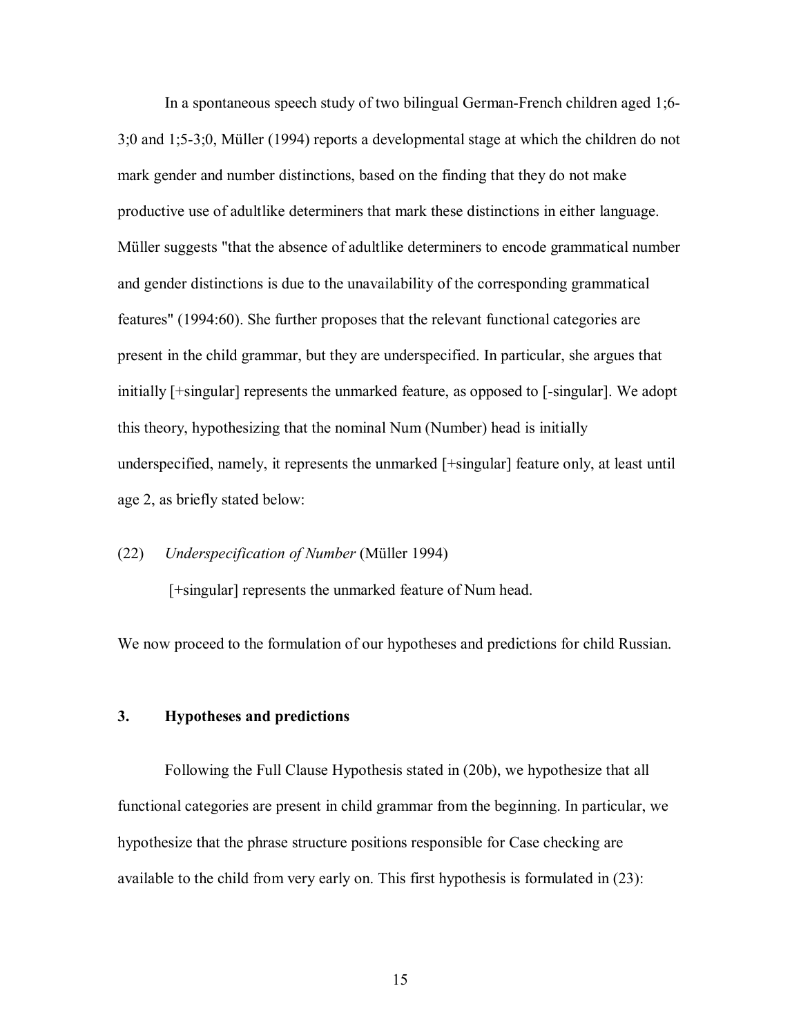In a spontaneous speech study of two bilingual German-French children aged 1;6-3;0 and 1;5-3;0, Müller (1994) reports a developmental stage at which the children do not mark gender and number distinctions, based on the finding that they do not make productive use of adultlike determiners that mark these distinctions in either language. Müller suggests "that the absence of adultlike determiners to encode grammatical number and gender distinctions is due to the unavailability of the corresponding grammatical features" (1994:60). She further proposes that the relevant functional categories are present in the child grammar, but they are underspecified. In particular, she argues that initially [+singular] represents the unmarked feature, as opposed to [-singular]. We adopt this theory, hypothesizing that the nominal Num (Number) head is initially underspecified, namely, it represents the unmarked [+singular] feature only, at least until age 2, as briefly stated below:

(22) *Underspecification of Number* (Müller 1994)

[+singular] represents the unmarked feature of Num head.

We now proceed to the formulation of our hypotheses and predictions for child Russian.

## 3. Hypotheses and predictions

Following the Full Clause Hypothesis stated in (20b), we hypothesize that all functional categories are present in child grammar from the beginning. In particular, we hypothesize that the phrase structure positions responsible for Case checking are available to the child from very early on. This first hypothesis is formulated in (23):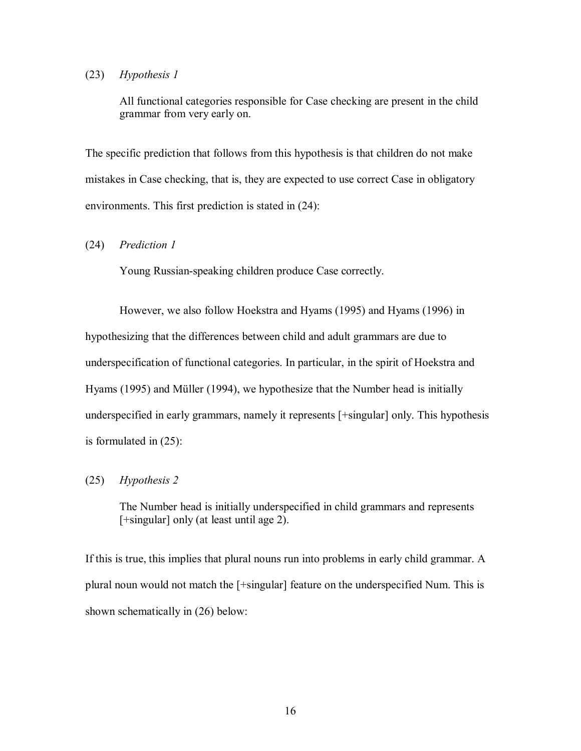(23) *Hypothesis 1*

> All functional categories responsible for Case checking are present in the child grammar from very early on.

The specific prediction that follows from this hypothesis is that children do not make mistakes in Case checking, that is, they are expected to use correct Case in obligatory environments. This first prediction is stated in (24):

(24) *Prediction 1*

> Young Russian-speaking children produce Case correctly.

However, we also follow Hoekstra and Hyams (1995) and Hyams (1996) in hypothesizing that the differences between child and adult grammars are due to underspecification of functional categories. In particular, in the spirit of Hoekstra and Hyams (1995) and Müller (1994), we hypothesize that the Number head is initially underspecified in early grammars, namely it represents [+singular] only. This hypothesis is formulated in (25):

(25) *Hypothesis 2*

> The Number head is initially underspecified in child grammars and represents [+singular] only (at least until age 2).

If this is true, this implies that plural nouns run into problems in early child grammar. A plural noun would not match the [+singular] feature on the underspecified Num. This is shown schematically in (26) below: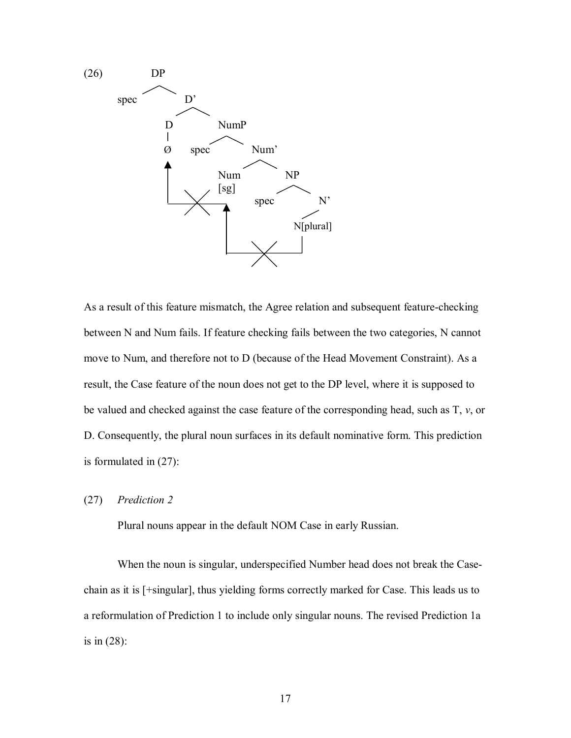(26)

```
              DP
            /    \
        spec      D'
                /    \
               D      NumP
               |     /    \
               Ø  spec     Num'
               ▲          /    \
               |        Num     NP
               |        [sg]   /   \
               |          ▲  spec   N'
               |____X_____|          |
                          |       N[plural]
                          |          |
                          |____X_____|
```

As a result of this feature mismatch, the Agree relation and subsequent feature-checking between N and Num fails. If feature checking fails between the two categories, N cannot move to Num, and therefore not to D (because of the Head Movement Constraint). As a result, the Case feature of the noun does not get to the DP level, where it is supposed to be valued and checked against the case feature of the corresponding head, such as T, *v*, or D. Consequently, the plural noun surfaces in its default nominative form. This prediction is formulated in (27):

(27) *Prediction 2*

Plural nouns appear in the default NOM Case in early Russian.

When the noun is singular, underspecified Number head does not break the Case-chain as it is [+singular], thus yielding forms correctly marked for Case. This leads us to a reformulation of Prediction 1 to include only singular nouns. The revised Prediction 1a is in (28):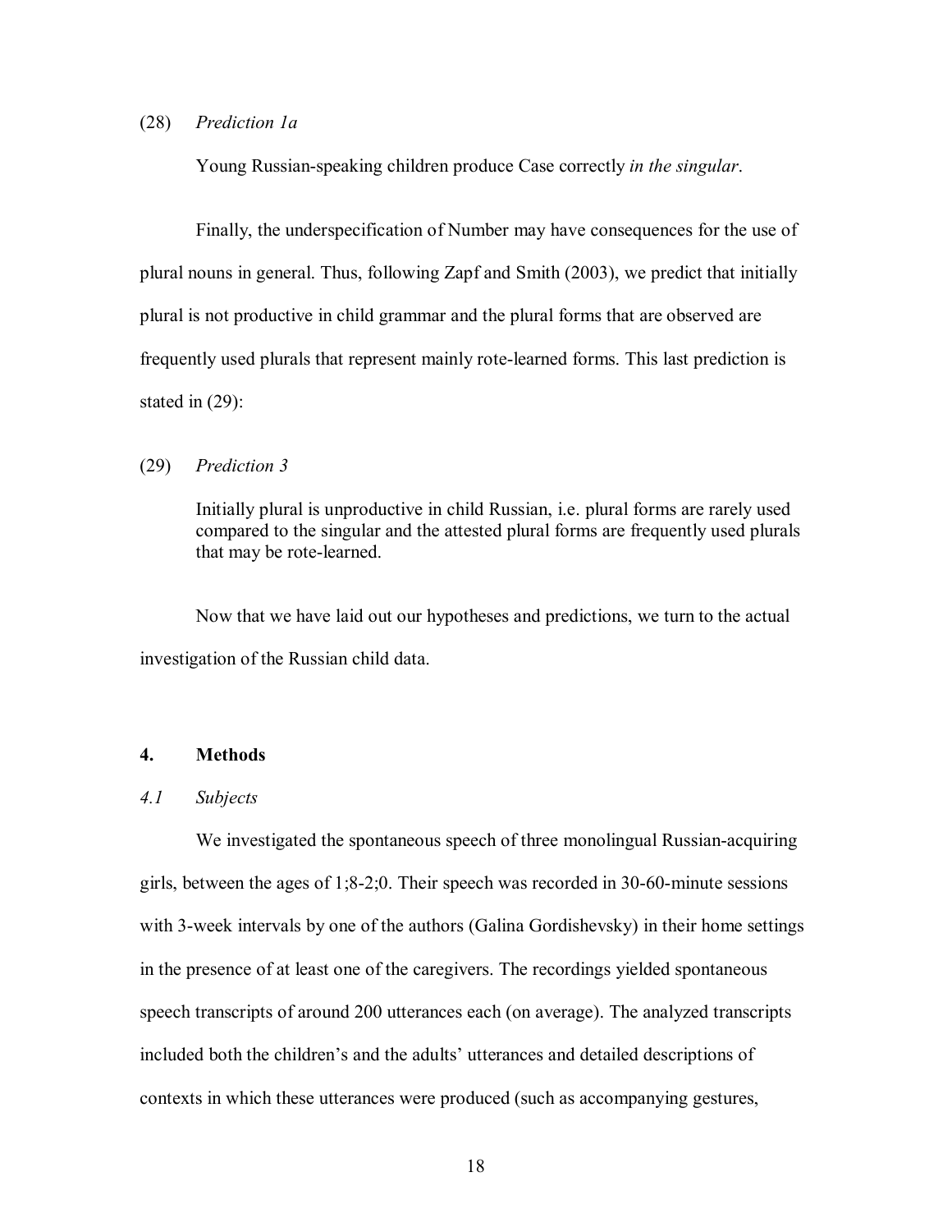(28) *Prediction 1a*

> Young Russian-speaking children produce Case correctly *in the singular*.

Finally, the underspecification of Number may have consequences for the use of plural nouns in general. Thus, following Zapf and Smith (2003), we predict that initially plural is not productive in child grammar and the plural forms that are observed are frequently used plurals that represent mainly rote-learned forms. This last prediction is stated in (29):

(29) *Prediction 3*

> Initially plural is unproductive in child Russian, i.e. plural forms are rarely used compared to the singular and the attested plural forms are frequently used plurals that may be rote-learned.

Now that we have laid out our hypotheses and predictions, we turn to the actual investigation of the Russian child data.

## 4. Methods

### *4.1 Subjects*

We investigated the spontaneous speech of three monolingual Russian-acquiring girls, between the ages of 1;8-2;0. Their speech was recorded in 30-60-minute sessions with 3-week intervals by one of the authors (Galina Gordishevsky) in their home settings in the presence of at least one of the caregivers. The recordings yielded spontaneous speech transcripts of around 200 utterances each (on average). The analyzed transcripts included both the children's and the adults' utterances and detailed descriptions of contexts in which these utterances were produced (such as accompanying gestures,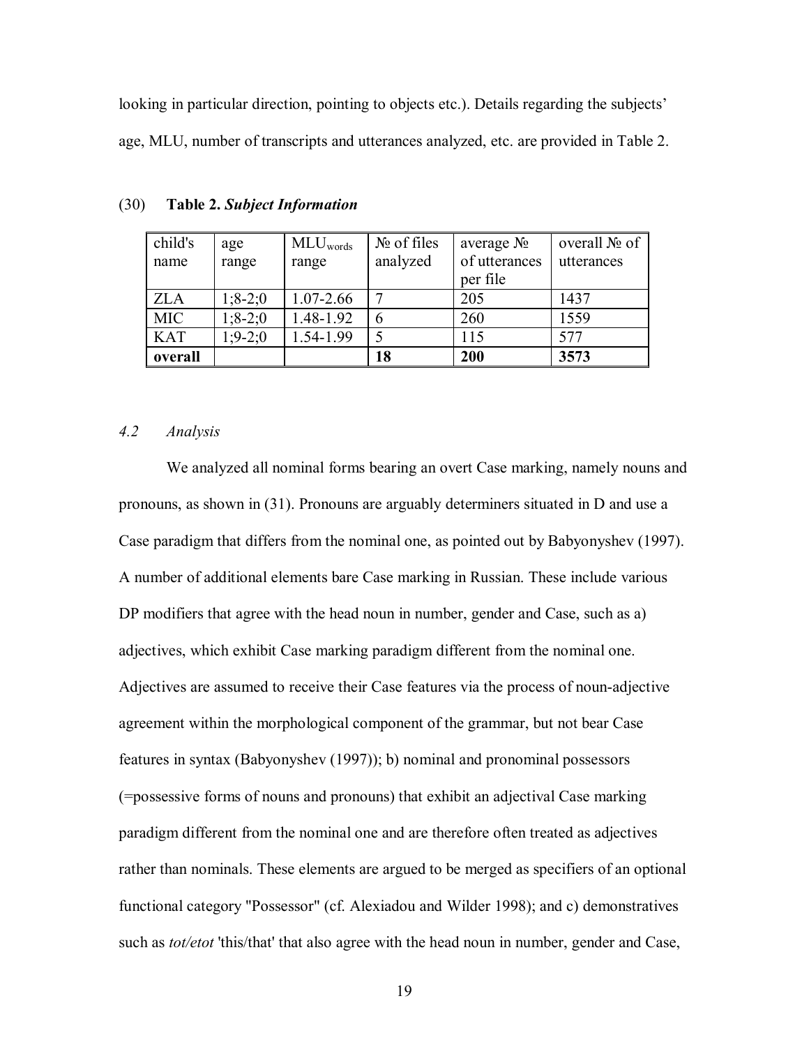looking in particular direction, pointing to objects etc.). Details regarding the subjects' age, MLU, number of transcripts and utterances analyzed, etc. are provided in Table 2.

(30) **Table 2.** ***Subject Information***

| child's name | age range | $MLU_{words}$ range | № of files analyzed | average № of utterances per file | overall № of utterances |
|---|---|---|---|---|---|
| ZLA | 1;8-2;0 | 1.07-2.66 | 7 | 205 | 1437 |
| MIC | 1;8-2;0 | 1.48-1.92 | 6 | 260 | 1559 |
| KAT | 1;9-2;0 | 1.54-1.99 | 5 | 115 | 577 |
| **overall** | | | **18** | **200** | **3573** |

### *4.2 Analysis*

We analyzed all nominal forms bearing an overt Case marking, namely nouns and pronouns, as shown in (31). Pronouns are arguably determiners situated in D and use a Case paradigm that differs from the nominal one, as pointed out by Babyonyshev (1997). A number of additional elements bare Case marking in Russian. These include various DP modifiers that agree with the head noun in number, gender and Case, such as a) adjectives, which exhibit Case marking paradigm different from the nominal one. Adjectives are assumed to receive their Case features via the process of noun-adjective agreement within the morphological component of the grammar, but not bear Case features in syntax (Babyonyshev (1997)); b) nominal and pronominal possessors (=possessive forms of nouns and pronouns) that exhibit an adjectival Case marking paradigm different from the nominal one and are therefore often treated as adjectives rather than nominals. These elements are argued to be merged as specifiers of an optional functional category "Possessor" (cf. Alexiadou and Wilder 1998); and c) demonstratives such as *tot/etot* 'this/that' that also agree with the head noun in number, gender and Case,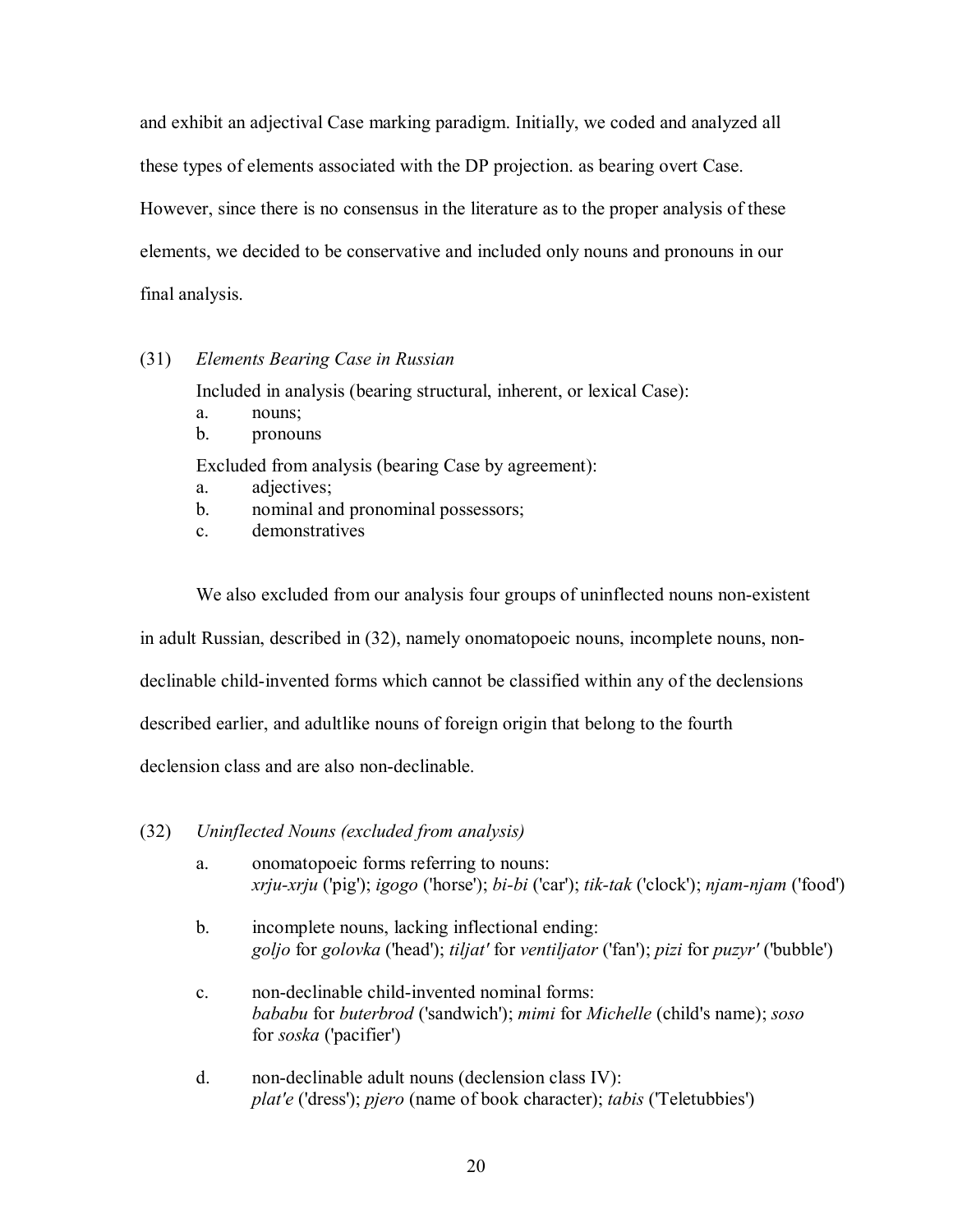and exhibit an adjectival Case marking paradigm. Initially, we coded and analyzed all these types of elements associated with the DP projection. as bearing overt Case. However, since there is no consensus in the literature as to the proper analysis of these elements, we decided to be conservative and included only nouns and pronouns in our final analysis.

(31) *Elements Bearing Case in Russian*

Included in analysis (bearing structural, inherent, or lexical Case):
- a. nouns;
- b. pronouns

Excluded from analysis (bearing Case by agreement):
- a. adjectives;
- b. nominal and pronominal possessors;
- c. demonstratives

We also excluded from our analysis four groups of uninflected nouns non-existent in adult Russian, described in (32), namely onomatopoeic nouns, incomplete nouns, non-declinable child-invented forms which cannot be classified within any of the declensions described earlier, and adultlike nouns of foreign origin that belong to the fourth declension class and are also non-declinable.

(32) *Uninflected Nouns (excluded from analysis)*

- a. onomatopoeic forms referring to nouns:
  *xrju-xrju* ('pig'); *igogo* ('horse'); *bi-bi* ('car'); *tik-tak* ('clock'); *njam-njam* ('food')
- b. incomplete nouns, lacking inflectional ending:
  *goljo* for *golovka* ('head'); *tiljat'* for *ventiljator* ('fan'); *pizi* for *puzyr'* ('bubble')
- c. non-declinable child-invented nominal forms:
  *bababu* for *buterbrod* ('sandwich'); *mimi* for *Michelle* (child's name); *soso* for *soska* ('pacifier')
- d. non-declinable adult nouns (declension class IV):
  *plat'e* ('dress'); *pjero* (name of book character); *tabis* ('Teletubbies')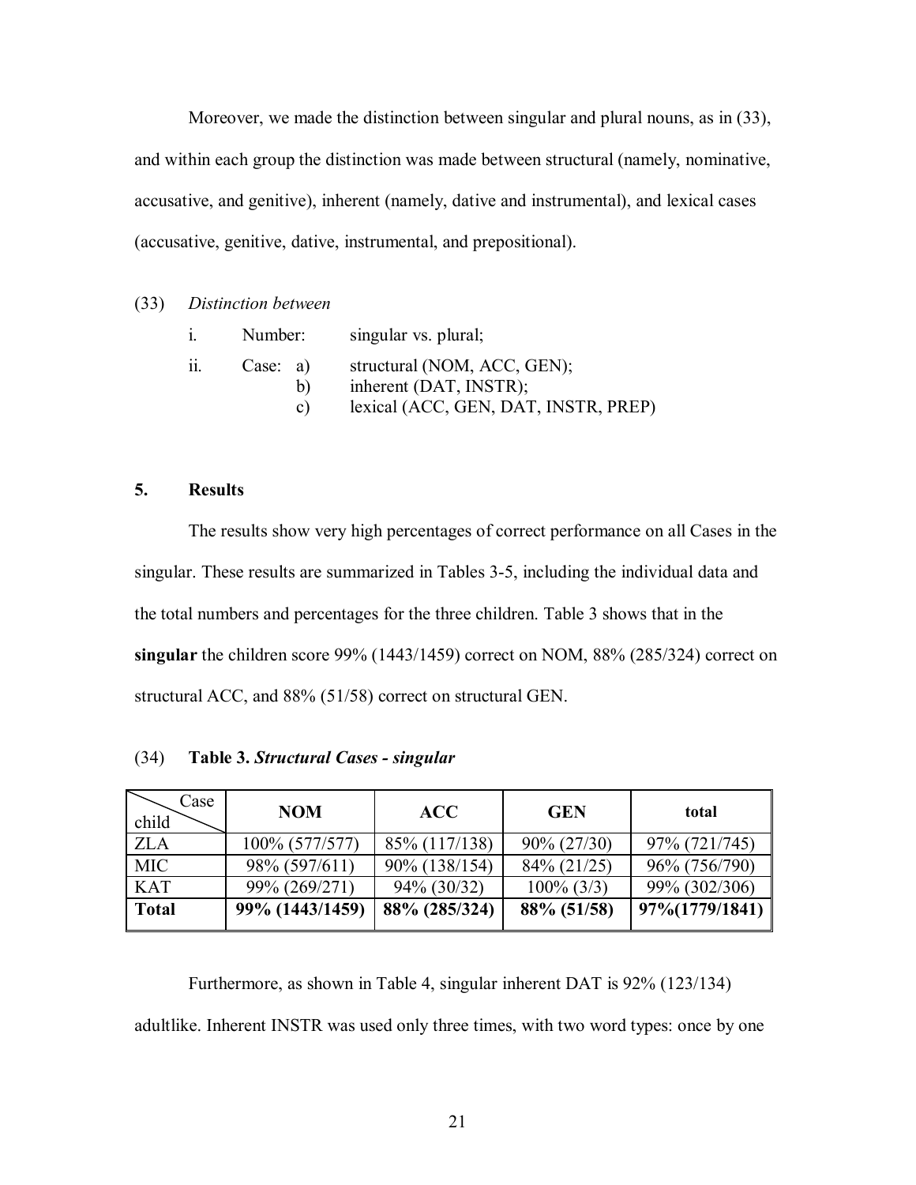Moreover, we made the distinction between singular and plural nouns, as in (33), and within each group the distinction was made between structural (namely, nominative, accusative, and genitive), inherent (namely, dative and instrumental), and lexical cases (accusative, genitive, dative, instrumental, and prepositional).

(33) *Distinction between*

i. Number: singular vs. plural;

ii. Case: a) structural (NOM, ACC, GEN);
b) inherent (DAT, INSTR);
c) lexical (ACC, GEN, DAT, INSTR, PREP)

## 5. Results

The results show very high percentages of correct performance on all Cases in the singular. These results are summarized in Tables 3-5, including the individual data and the total numbers and percentages for the three children. Table 3 shows that in the **singular** the children score 99% (1443/1459) correct on NOM, 88% (285/324) correct on structural ACC, and 88% (51/58) correct on structural GEN.

(34) **Table 3. *Structural Cases - singular***

| Case / child | NOM | ACC | GEN | total |
|---|---|---|---|---|
| ZLA | 100% (577/577) | 85% (117/138) | 90% (27/30) | 97% (721/745) |
| MIC | 98% (597/611) | 90% (138/154) | 84% (21/25) | 96% (756/790) |
| KAT | 99% (269/271) | 94% (30/32) | 100% (3/3) | 99% (302/306) |
| **Total** | **99% (1443/1459)** | **88% (285/324)** | **88% (51/58)** | **97%(1779/1841)** |

Furthermore, as shown in Table 4, singular inherent DAT is 92% (123/134) adultlike. Inherent INSTR was used only three times, with two word types: once by one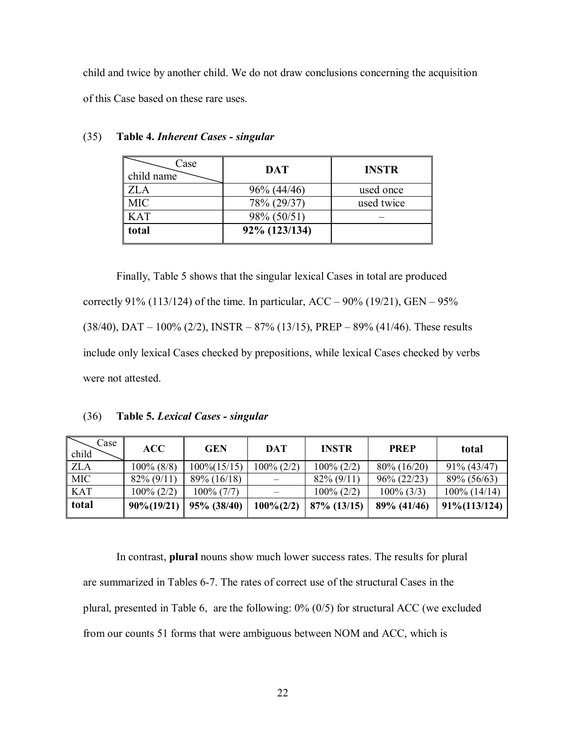child and twice by another child. We do not draw conclusions concerning the acquisition of this Case based on these rare uses.

(35) **Table 4.** ***Inherent Cases - singular***

| Case / child name | **DAT** | **INSTR** |
|---|---|---|
| ZLA | 96% (44/46) | used once |
| MIC | 78% (29/37) | used twice |
| KAT | 98% (50/51) | – |
| **total** | **92% (123/134)** | |

Finally, Table 5 shows that the singular lexical Cases in total are produced correctly 91% (113/124) of the time. In particular, ACC – 90% (19/21), GEN – 95% (38/40), DAT – 100% (2/2), INSTR – 87% (13/15), PREP – 89% (41/46). These results include only lexical Cases checked by prepositions, while lexical Cases checked by verbs were not attested.

(36) **Table 5.** ***Lexical Cases - singular***

| Case / child | **ACC** | **GEN** | **DAT** | **INSTR** | **PREP** | **total** |
|---|---|---|---|---|---|---|
| ZLA | 100% (8/8) | 100%(15/15) | 100% (2/2) | 100% (2/2) | 80% (16/20) | 91% (43/47) |
| MIC | 82% (9/11) | 89% (16/18) | – | 82% (9/11) | 96% (22/23) | 89% (56/63) |
| KAT | 100% (2/2) | 100% (7/7) | – | 100% (2/2) | 100% (3/3) | 100% (14/14) |
| **total** | **90%(19/21)** | **95% (38/40)** | **100%(2/2)** | **87% (13/15)** | **89% (41/46)** | **91%(113/124)** |

In contrast, **plural** nouns show much lower success rates. The results for plural are summarized in Tables 6-7. The rates of correct use of the structural Cases in the plural, presented in Table 6, are the following: 0% (0/5) for structural ACC (we excluded from our counts 51 forms that were ambiguous between NOM and ACC, which is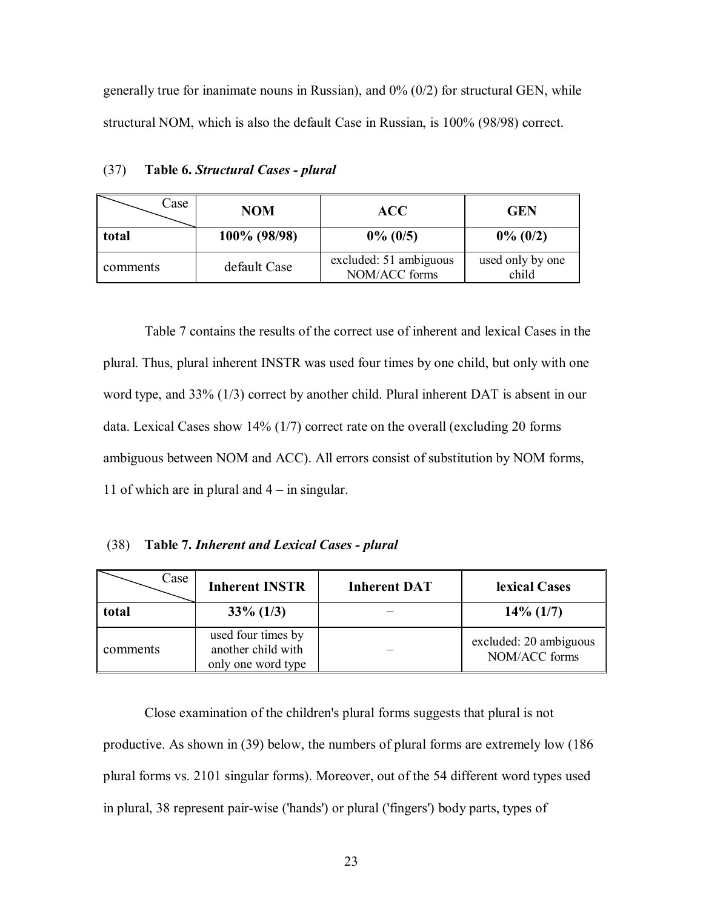generally true for inanimate nouns in Russian), and 0% (0/2) for structural GEN, while structural NOM, which is also the default Case in Russian, is 100% (98/98) correct.

(37) **Table 6. *Structural Cases - plural***

| Case | **NOM** | **ACC** | **GEN** |
|---|---|---|---|
| **total** | **100% (98/98)** | **0% (0/5)** | **0% (0/2)** |
| comments | default Case | excluded: 51 ambiguous NOM/ACC forms | used only by one child |

Table 7 contains the results of the correct use of inherent and lexical Cases in the plural. Thus, plural inherent INSTR was used four times by one child, but only with one word type, and 33% (1/3) correct by another child. Plural inherent DAT is absent in our data. Lexical Cases show 14% (1/7) correct rate on the overall (excluding 20 forms ambiguous between NOM and ACC). All errors consist of substitution by NOM forms, 11 of which are in plural and 4 – in singular.

(38) **Table 7. *Inherent and Lexical Cases - plural***

| Case | **Inherent INSTR** | **Inherent DAT** | **lexical Cases** |
|---|---|---|---|
| **total** | **33% (1/3)** | – | **14% (1/7)** |
| comments | used four times by another child with only one word type | – | excluded: 20 ambiguous NOM/ACC forms |

Close examination of the children's plural forms suggests that plural is not productive. As shown in (39) below, the numbers of plural forms are extremely low (186 plural forms vs. 2101 singular forms). Moreover, out of the 54 different word types used in plural, 38 represent pair-wise ('hands') or plural ('fingers') body parts, types of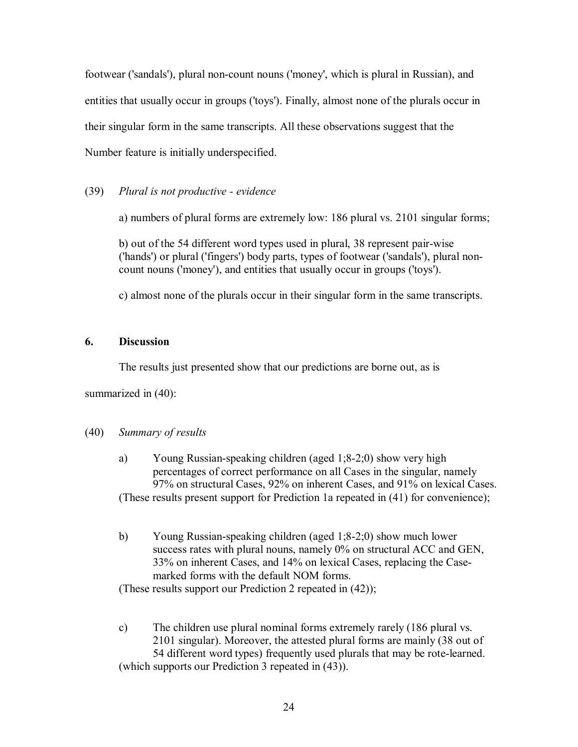footwear ('sandals'), plural non-count nouns ('money', which is plural in Russian), and entities that usually occur in groups ('toys'). Finally, almost none of the plurals occur in their singular form in the same transcripts. All these observations suggest that the Number feature is initially underspecified.

(39) *Plural is not productive - evidence*

a) numbers of plural forms are extremely low: 186 plural vs. 2101 singular forms;

b) out of the 54 different word types used in plural, 38 represent pair-wise ('hands') or plural ('fingers') body parts, types of footwear ('sandals'), plural non-count nouns ('money'), and entities that usually occur in groups ('toys').

c) almost none of the plurals occur in their singular form in the same transcripts.

## 6. Discussion

The results just presented show that our predictions are borne out, as is summarized in (40):

(40) *Summary of results*

a) Young Russian-speaking children (aged 1;8-2;0) show very high percentages of correct performance on all Cases in the singular, namely 97% on structural Cases, 92% on inherent Cases, and 91% on lexical Cases.
(These results present support for Prediction 1a repeated in (41) for convenience);

b) Young Russian-speaking children (aged 1;8-2;0) show much lower success rates with plural nouns, namely 0% on structural ACC and GEN, 33% on inherent Cases, and 14% on lexical Cases, replacing the Case-marked forms with the default NOM forms.
(These results support our Prediction 2 repeated in (42));

c) The children use plural nominal forms extremely rarely (186 plural vs. 2101 singular). Moreover, the attested plural forms are mainly (38 out of 54 different word types) frequently used plurals that may be rote-learned.
(which supports our Prediction 3 repeated in (43)).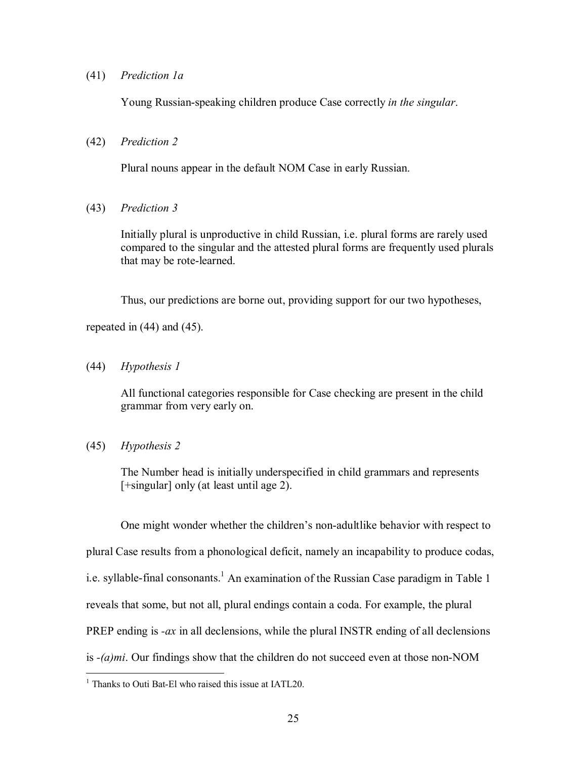(41) *Prediction 1a*

Young Russian-speaking children produce Case correctly *in the singular*.

(42) *Prediction 2*

Plural nouns appear in the default NOM Case in early Russian.

(43) *Prediction 3*

Initially plural is unproductive in child Russian, i.e. plural forms are rarely used compared to the singular and the attested plural forms are frequently used plurals that may be rote-learned.

Thus, our predictions are borne out, providing support for our two hypotheses, repeated in (44) and (45).

(44) *Hypothesis 1*

All functional categories responsible for Case checking are present in the child grammar from very early on.

(45) *Hypothesis 2*

The Number head is initially underspecified in child grammars and represents [+singular] only (at least until age 2).

One might wonder whether the children's non-adultlike behavior with respect to plural Case results from a phonological deficit, namely an incapability to produce codas, i.e. syllable-final consonants.[1] An examination of the Russian Case paradigm in Table 1 reveals that some, but not all, plural endings contain a coda. For example, the plural PREP ending is *-ax* in all declensions, while the plural INSTR ending of all declensions is *-(a)mi*. Our findings show that the children do not succeed even at those non-NOM

[1] Thanks to Outi Bat-El who raised this issue at IATL20.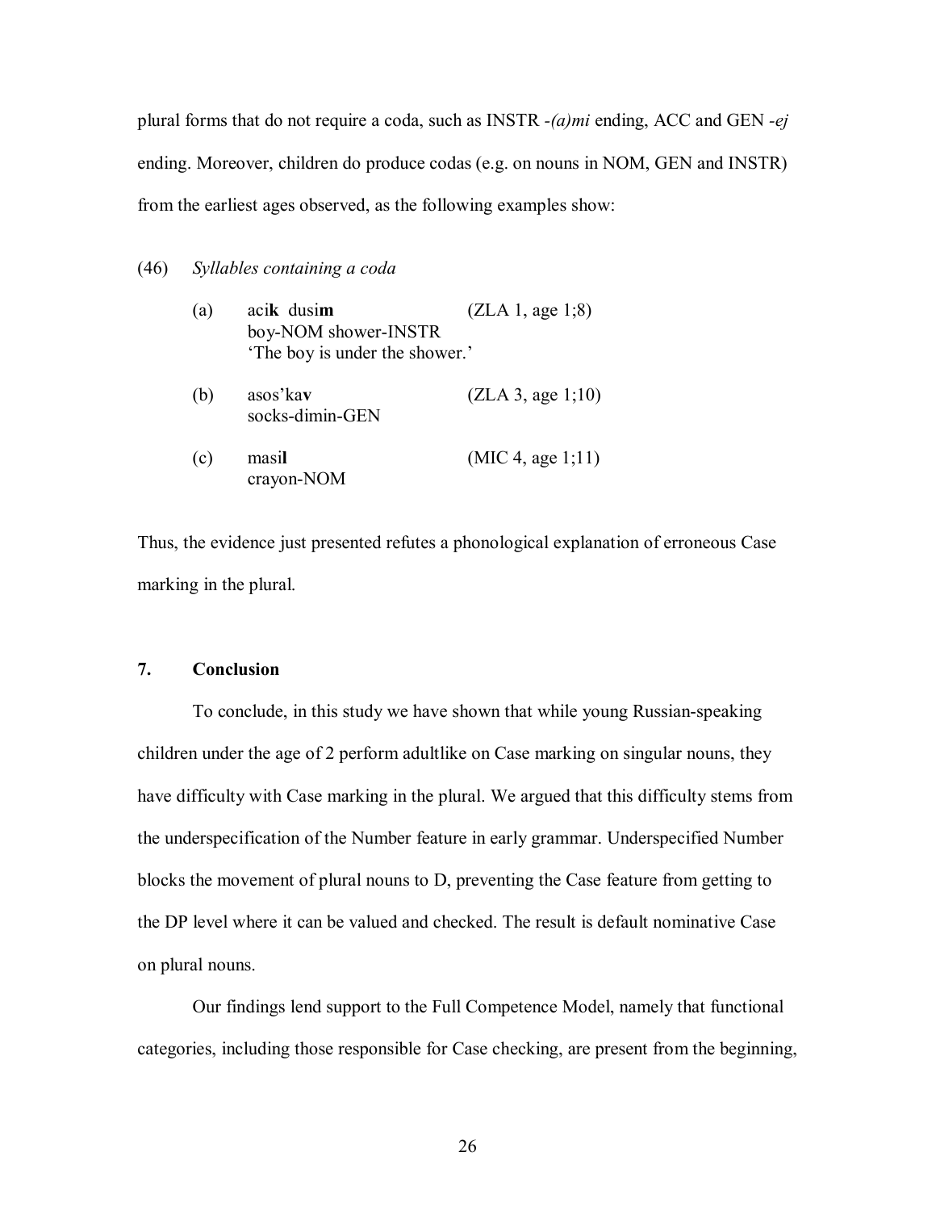plural forms that do not require a coda, such as INSTR *-(a)mi* ending, ACC and GEN *-ej* ending. Moreover, children do produce codas (e.g. on nouns in NOM, GEN and INSTR) from the earliest ages observed, as the following examples show:

(46) *Syllables containing a coda*

(a) aci**k** dusi**m** (ZLA 1, age 1;8)
boy-NOM shower-INSTR
'The boy is under the shower.'

(b) asos'ka**v** (ZLA 3, age 1;10)
socks-dimin-GEN

(c) masi**l** (MIC 4, age 1;11)
crayon-NOM

Thus, the evidence just presented refutes a phonological explanation of erroneous Case marking in the plural.

## 7. Conclusion

To conclude, in this study we have shown that while young Russian-speaking children under the age of 2 perform adultlike on Case marking on singular nouns, they have difficulty with Case marking in the plural. We argued that this difficulty stems from the underspecification of the Number feature in early grammar. Underspecified Number blocks the movement of plural nouns to D, preventing the Case feature from getting to the DP level where it can be valued and checked. The result is default nominative Case on plural nouns.

Our findings lend support to the Full Competence Model, namely that functional categories, including those responsible for Case checking, are present from the beginning,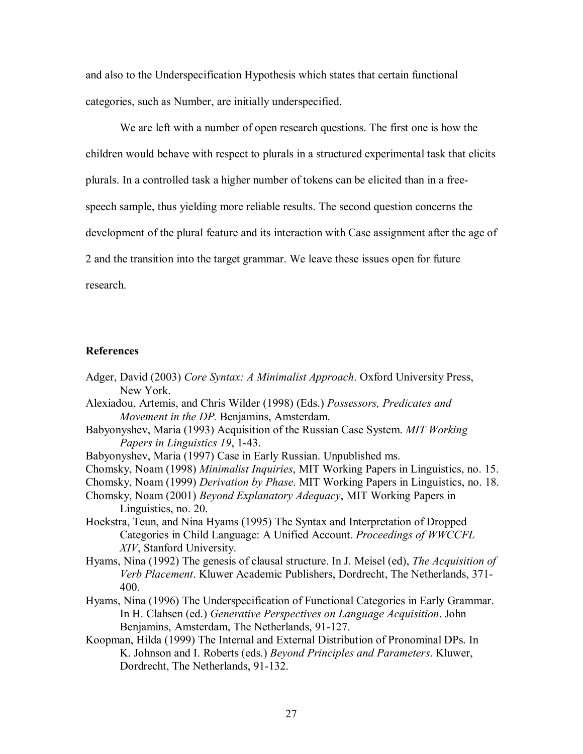and also to the Underspecification Hypothesis which states that certain functional categories, such as Number, are initially underspecified.

We are left with a number of open research questions. The first one is how the children would behave with respect to plurals in a structured experimental task that elicits plurals. In a controlled task a higher number of tokens can be elicited than in a free-speech sample, thus yielding more reliable results. The second question concerns the development of the plural feature and its interaction with Case assignment after the age of 2 and the transition into the target grammar. We leave these issues open for future research.

**References**

Adger, David (2003) *Core Syntax: A Minimalist Approach*. Oxford University Press, New York.

Alexiadou, Artemis, and Chris Wilder (1998) (Eds.) *Possessors, Predicates and Movement in the DP*. Benjamins, Amsterdam.

Babyonyshev, Maria (1993) Acquisition of the Russian Case System. *MIT Working Papers in Linguistics 19*, 1-43.

Babyonyshev, Maria (1997) Case in Early Russian. Unpublished ms.

Chomsky, Noam (1998) *Minimalist Inquiries*, MIT Working Papers in Linguistics, no. 15.

Chomsky, Noam (1999) *Derivation by Phase*. MIT Working Papers in Linguistics, no. 18.

Chomsky, Noam (2001) *Beyond Explanatory Adequacy*, MIT Working Papers in Linguistics, no. 20.

Hoekstra, Teun, and Nina Hyams (1995) The Syntax and Interpretation of Dropped Categories in Child Language: A Unified Account. *Proceedings of WWCCFL XIV*, Stanford University.

Hyams, Nina (1992) The genesis of clausal structure. In J. Meisel (ed), *The Acquisition of Verb Placement*. Kluwer Academic Publishers, Dordrecht, The Netherlands, 371-400.

Hyams, Nina (1996) The Underspecification of Functional Categories in Early Grammar. In H. Clahsen (ed.) *Generative Perspectives on Language Acquisition*. John Benjamins, Amsterdam, The Netherlands, 91-127.

Koopman, Hilda (1999) The Internal and External Distribution of Pronominal DPs. In K. Johnson and I. Roberts (eds.) *Beyond Principles and Parameters*. Kluwer, Dordrecht, The Netherlands, 91-132.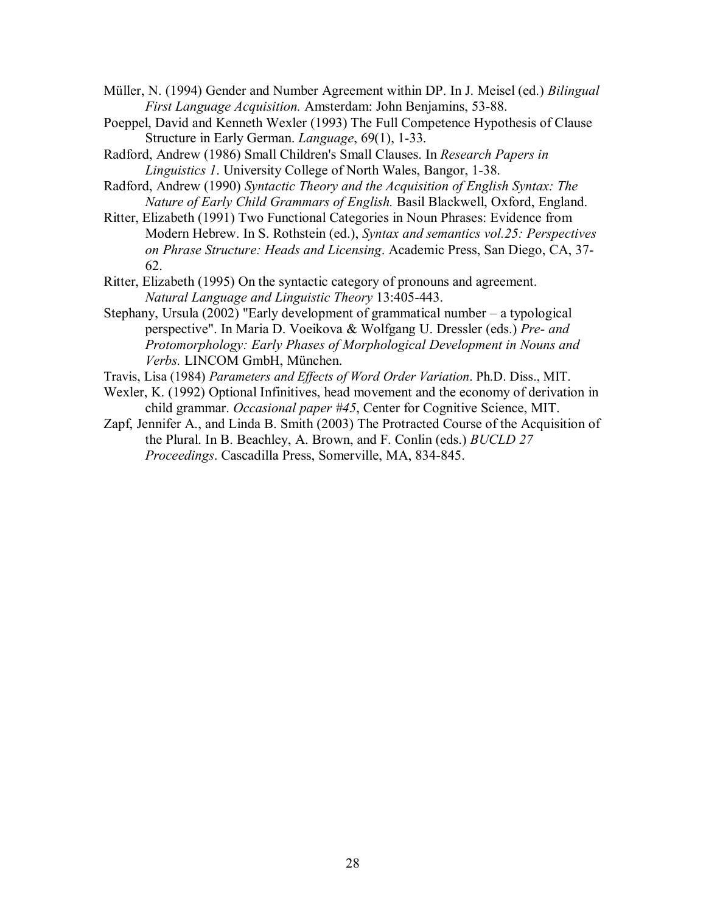Müller, N. (1994) Gender and Number Agreement within DP. In J. Meisel (ed.) *Bilingual First Language Acquisition.* Amsterdam: John Benjamins, 53-88.

Poeppel, David and Kenneth Wexler (1993) The Full Competence Hypothesis of Clause Structure in Early German. *Language*, 69(1), 1-33.

Radford, Andrew (1986) Small Children's Small Clauses. In *Research Papers in Linguistics 1*. University College of North Wales, Bangor, 1-38.

Radford, Andrew (1990) *Syntactic Theory and the Acquisition of English Syntax: The Nature of Early Child Grammars of English.* Basil Blackwell, Oxford, England.

Ritter, Elizabeth (1991) Two Functional Categories in Noun Phrases: Evidence from Modern Hebrew. In S. Rothstein (ed.), *Syntax and semantics vol.25: Perspectives on Phrase Structure: Heads and Licensing*. Academic Press, San Diego, CA, 37-62.

Ritter, Elizabeth (1995) On the syntactic category of pronouns and agreement. *Natural Language and Linguistic Theory* 13:405-443.

Stephany, Ursula (2002) "Early development of grammatical number – a typological perspective". In Maria D. Voeikova & Wolfgang U. Dressler (eds.) *Pre- and Protomorphology: Early Phases of Morphological Development in Nouns and Verbs.* LINCOM GmbH, München.

Travis, Lisa (1984) *Parameters and Effects of Word Order Variation*. Ph.D. Diss., MIT.

Wexler, K. (1992) Optional Infinitives, head movement and the economy of derivation in child grammar. *Occasional paper #45*, Center for Cognitive Science, MIT.

Zapf, Jennifer A., and Linda B. Smith (2003) The Protracted Course of the Acquisition of the Plural. In B. Beachley, A. Brown, and F. Conlin (eds.) *BUCLD 27 Proceedings*. Cascadilla Press, Somerville, MA, 834-845.